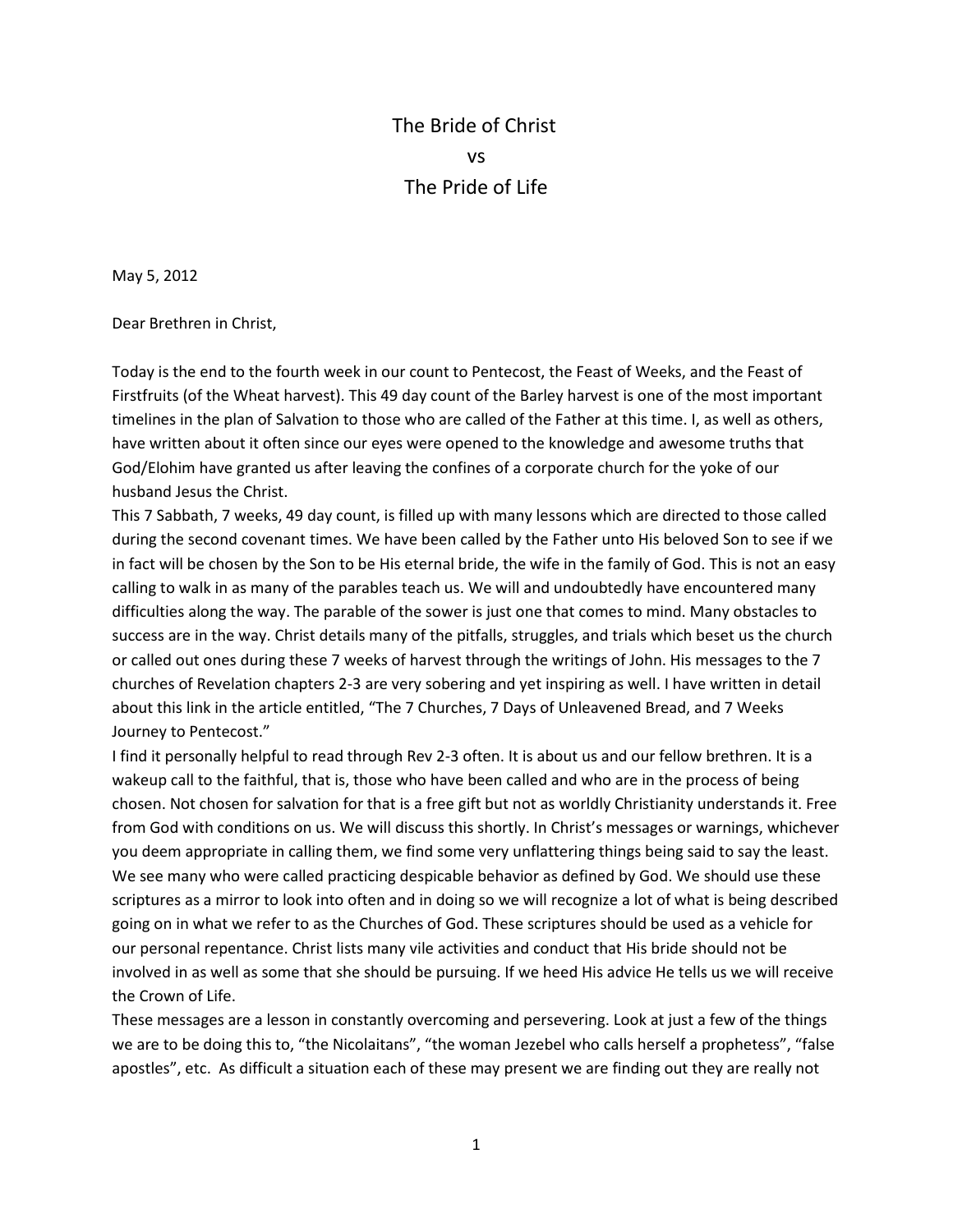# The Bride of Christ
# vs
# The Pride of Life

May 5, 2012

Dear Brethren in Christ,

Today is the end to the fourth week in our count to Pentecost, the Feast of Weeks, and the Feast of Firstfruits (of the Wheat harvest). This 49 day count of the Barley harvest is one of the most important timelines in the plan of Salvation to those who are called of the Father at this time. I, as well as others, have written about it often since our eyes were opened to the knowledge and awesome truths that God/Elohim have granted us after leaving the confines of a corporate church for the yoke of our husband Jesus the Christ.

This 7 Sabbath, 7 weeks, 49 day count, is filled up with many lessons which are directed to those called during the second covenant times. We have been called by the Father unto His beloved Son to see if we in fact will be chosen by the Son to be His eternal bride, the wife in the family of God. This is not an easy calling to walk in as many of the parables teach us. We will and undoubtedly have encountered many difficulties along the way. The parable of the sower is just one that comes to mind. Many obstacles to success are in the way. Christ details many of the pitfalls, struggles, and trials which beset us the church or called out ones during these 7 weeks of harvest through the writings of John. His messages to the 7 churches of Revelation chapters 2-3 are very sobering and yet inspiring as well. I have written in detail about this link in the article entitled, "The 7 Churches, 7 Days of Unleavened Bread, and 7 Weeks Journey to Pentecost."

I find it personally helpful to read through Rev 2-3 often. It is about us and our fellow brethren. It is a wakeup call to the faithful, that is, those who have been called and who are in the process of being chosen. Not chosen for salvation for that is a free gift but not as worldly Christianity understands it. Free from God with conditions on us. We will discuss this shortly. In Christ's messages or warnings, whichever you deem appropriate in calling them, we find some very unflattering things being said to say the least. We see many who were called practicing despicable behavior as defined by God. We should use these scriptures as a mirror to look into often and in doing so we will recognize a lot of what is being described going on in what we refer to as the Churches of God. These scriptures should be used as a vehicle for our personal repentance. Christ lists many vile activities and conduct that His bride should not be involved in as well as some that she should be pursuing. If we heed His advice He tells us we will receive the Crown of Life.

These messages are a lesson in constantly overcoming and persevering. Look at just a few of the things we are to be doing this to, "the Nicolaitans", "the woman Jezebel who calls herself a prophetess", "false apostles", etc. As difficult a situation each of these may present we are finding out they are really not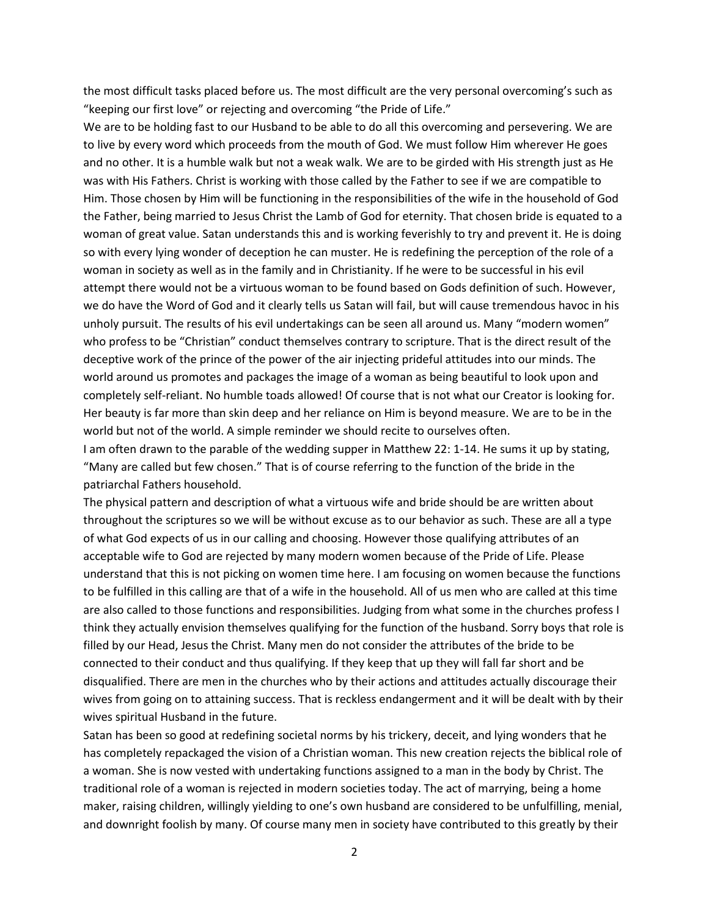the most difficult tasks placed before us. The most difficult are the very personal overcoming's such as "keeping our first love" or rejecting and overcoming "the Pride of Life."

We are to be holding fast to our Husband to be able to do all this overcoming and persevering. We are to live by every word which proceeds from the mouth of God. We must follow Him wherever He goes and no other. It is a humble walk but not a weak walk. We are to be girded with His strength just as He was with His Fathers. Christ is working with those called by the Father to see if we are compatible to Him. Those chosen by Him will be functioning in the responsibilities of the wife in the household of God the Father, being married to Jesus Christ the Lamb of God for eternity. That chosen bride is equated to a woman of great value. Satan understands this and is working feverishly to try and prevent it. He is doing so with every lying wonder of deception he can muster. He is redefining the perception of the role of a woman in society as well as in the family and in Christianity. If he were to be successful in his evil attempt there would not be a virtuous woman to be found based on Gods definition of such. However, we do have the Word of God and it clearly tells us Satan will fail, but will cause tremendous havoc in his unholy pursuit. The results of his evil undertakings can be seen all around us. Many "modern women" who profess to be "Christian" conduct themselves contrary to scripture. That is the direct result of the deceptive work of the prince of the power of the air injecting prideful attitudes into our minds. The world around us promotes and packages the image of a woman as being beautiful to look upon and completely self-reliant. No humble toads allowed! Of course that is not what our Creator is looking for. Her beauty is far more than skin deep and her reliance on Him is beyond measure. We are to be in the world but not of the world. A simple reminder we should recite to ourselves often.

I am often drawn to the parable of the wedding supper in Matthew 22: 1-14. He sums it up by stating, "Many are called but few chosen." That is of course referring to the function of the bride in the patriarchal Fathers household.

The physical pattern and description of what a virtuous wife and bride should be are written about throughout the scriptures so we will be without excuse as to our behavior as such. These are all a type of what God expects of us in our calling and choosing. However those qualifying attributes of an acceptable wife to God are rejected by many modern women because of the Pride of Life. Please understand that this is not picking on women time here. I am focusing on women because the functions to be fulfilled in this calling are that of a wife in the household. All of us men who are called at this time are also called to those functions and responsibilities. Judging from what some in the churches profess I think they actually envision themselves qualifying for the function of the husband. Sorry boys that role is filled by our Head, Jesus the Christ. Many men do not consider the attributes of the bride to be connected to their conduct and thus qualifying. If they keep that up they will fall far short and be disqualified. There are men in the churches who by their actions and attitudes actually discourage their wives from going on to attaining success. That is reckless endangerment and it will be dealt with by their wives spiritual Husband in the future.

Satan has been so good at redefining societal norms by his trickery, deceit, and lying wonders that he has completely repackaged the vision of a Christian woman. This new creation rejects the biblical role of a woman. She is now vested with undertaking functions assigned to a man in the body by Christ. The traditional role of a woman is rejected in modern societies today. The act of marrying, being a home maker, raising children, willingly yielding to one's own husband are considered to be unfulfilling, menial, and downright foolish by many. Of course many men in society have contributed to this greatly by their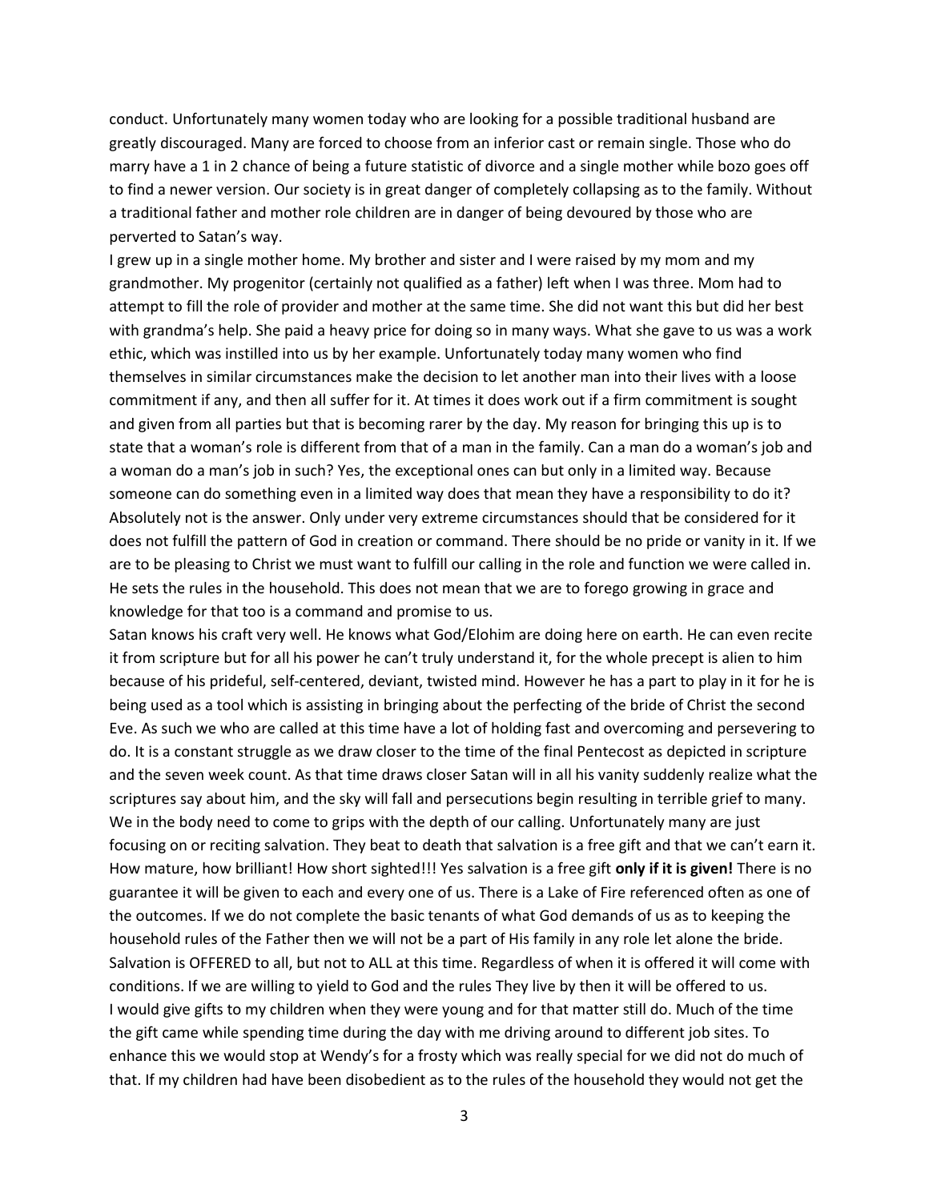conduct. Unfortunately many women today who are looking for a possible traditional husband are greatly discouraged. Many are forced to choose from an inferior cast or remain single. Those who do marry have a 1 in 2 chance of being a future statistic of divorce and a single mother while bozo goes off to find a newer version. Our society is in great danger of completely collapsing as to the family. Without a traditional father and mother role children are in danger of being devoured by those who are perverted to Satan's way.

I grew up in a single mother home. My brother and sister and I were raised by my mom and my grandmother. My progenitor (certainly not qualified as a father) left when I was three. Mom had to attempt to fill the role of provider and mother at the same time. She did not want this but did her best with grandma's help. She paid a heavy price for doing so in many ways. What she gave to us was a work ethic, which was instilled into us by her example. Unfortunately today many women who find themselves in similar circumstances make the decision to let another man into their lives with a loose commitment if any, and then all suffer for it. At times it does work out if a firm commitment is sought and given from all parties but that is becoming rarer by the day. My reason for bringing this up is to state that a woman's role is different from that of a man in the family. Can a man do a woman's job and a woman do a man's job in such? Yes, the exceptional ones can but only in a limited way. Because someone can do something even in a limited way does that mean they have a responsibility to do it? Absolutely not is the answer. Only under very extreme circumstances should that be considered for it does not fulfill the pattern of God in creation or command. There should be no pride or vanity in it. If we are to be pleasing to Christ we must want to fulfill our calling in the role and function we were called in. He sets the rules in the household. This does not mean that we are to forego growing in grace and knowledge for that too is a command and promise to us.

Satan knows his craft very well. He knows what God/Elohim are doing here on earth. He can even recite it from scripture but for all his power he can't truly understand it, for the whole precept is alien to him because of his prideful, self-centered, deviant, twisted mind. However he has a part to play in it for he is being used as a tool which is assisting in bringing about the perfecting of the bride of Christ the second Eve. As such we who are called at this time have a lot of holding fast and overcoming and persevering to do. It is a constant struggle as we draw closer to the time of the final Pentecost as depicted in scripture and the seven week count. As that time draws closer Satan will in all his vanity suddenly realize what the scriptures say about him, and the sky will fall and persecutions begin resulting in terrible grief to many. We in the body need to come to grips with the depth of our calling. Unfortunately many are just focusing on or reciting salvation. They beat to death that salvation is a free gift and that we can't earn it. How mature, how brilliant! How short sighted!!! Yes salvation is a free gift **only if it is given!** There is no guarantee it will be given to each and every one of us. There is a Lake of Fire referenced often as one of the outcomes. If we do not complete the basic tenants of what God demands of us as to keeping the household rules of the Father then we will not be a part of His family in any role let alone the bride. Salvation is OFFERED to all, but not to ALL at this time. Regardless of when it is offered it will come with conditions. If we are willing to yield to God and the rules They live by then it will be offered to us.

I would give gifts to my children when they were young and for that matter still do. Much of the time the gift came while spending time during the day with me driving around to different job sites. To enhance this we would stop at Wendy's for a frosty which was really special for we did not do much of that. If my children had have been disobedient as to the rules of the household they would not get the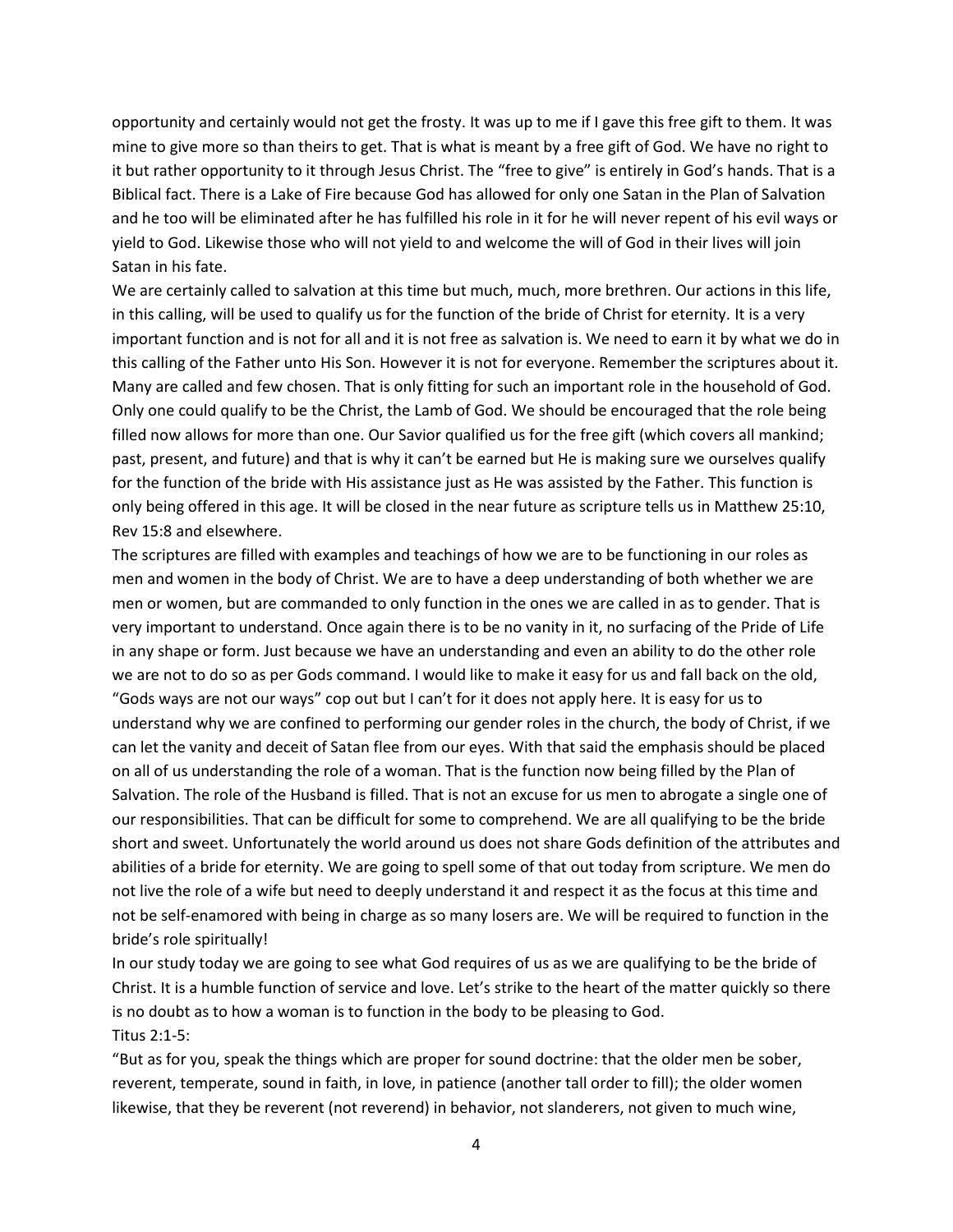opportunity and certainly would not get the frosty. It was up to me if I gave this free gift to them. It was mine to give more so than theirs to get. That is what is meant by a free gift of God. We have no right to it but rather opportunity to it through Jesus Christ. The "free to give" is entirely in God's hands. That is a Biblical fact. There is a Lake of Fire because God has allowed for only one Satan in the Plan of Salvation and he too will be eliminated after he has fulfilled his role in it for he will never repent of his evil ways or yield to God. Likewise those who will not yield to and welcome the will of God in their lives will join Satan in his fate.

We are certainly called to salvation at this time but much, much, more brethren. Our actions in this life, in this calling, will be used to qualify us for the function of the bride of Christ for eternity. It is a very important function and is not for all and it is not free as salvation is. We need to earn it by what we do in this calling of the Father unto His Son. However it is not for everyone. Remember the scriptures about it. Many are called and few chosen. That is only fitting for such an important role in the household of God. Only one could qualify to be the Christ, the Lamb of God. We should be encouraged that the role being filled now allows for more than one. Our Savior qualified us for the free gift (which covers all mankind; past, present, and future) and that is why it can't be earned but He is making sure we ourselves qualify for the function of the bride with His assistance just as He was assisted by the Father. This function is only being offered in this age. It will be closed in the near future as scripture tells us in Matthew 25:10, Rev 15:8 and elsewhere.

The scriptures are filled with examples and teachings of how we are to be functioning in our roles as men and women in the body of Christ. We are to have a deep understanding of both whether we are men or women, but are commanded to only function in the ones we are called in as to gender. That is very important to understand. Once again there is to be no vanity in it, no surfacing of the Pride of Life in any shape or form. Just because we have an understanding and even an ability to do the other role we are not to do so as per Gods command. I would like to make it easy for us and fall back on the old, "Gods ways are not our ways" cop out but I can't for it does not apply here. It is easy for us to understand why we are confined to performing our gender roles in the church, the body of Christ, if we can let the vanity and deceit of Satan flee from our eyes. With that said the emphasis should be placed on all of us understanding the role of a woman. That is the function now being filled by the Plan of Salvation. The role of the Husband is filled. That is not an excuse for us men to abrogate a single one of our responsibilities. That can be difficult for some to comprehend. We are all qualifying to be the bride short and sweet. Unfortunately the world around us does not share Gods definition of the attributes and abilities of a bride for eternity. We are going to spell some of that out today from scripture. We men do not live the role of a wife but need to deeply understand it and respect it as the focus at this time and not be self-enamored with being in charge as so many losers are. We will be required to function in the bride's role spiritually!

In our study today we are going to see what God requires of us as we are qualifying to be the bride of Christ. It is a humble function of service and love. Let's strike to the heart of the matter quickly so there is no doubt as to how a woman is to function in the body to be pleasing to God.

Titus 2:1-5:

"But as for you, speak the things which are proper for sound doctrine: that the older men be sober, reverent, temperate, sound in faith, in love, in patience (another tall order to fill); the older women likewise, that they be reverent (not reverend) in behavior, not slanderers, not given to much wine,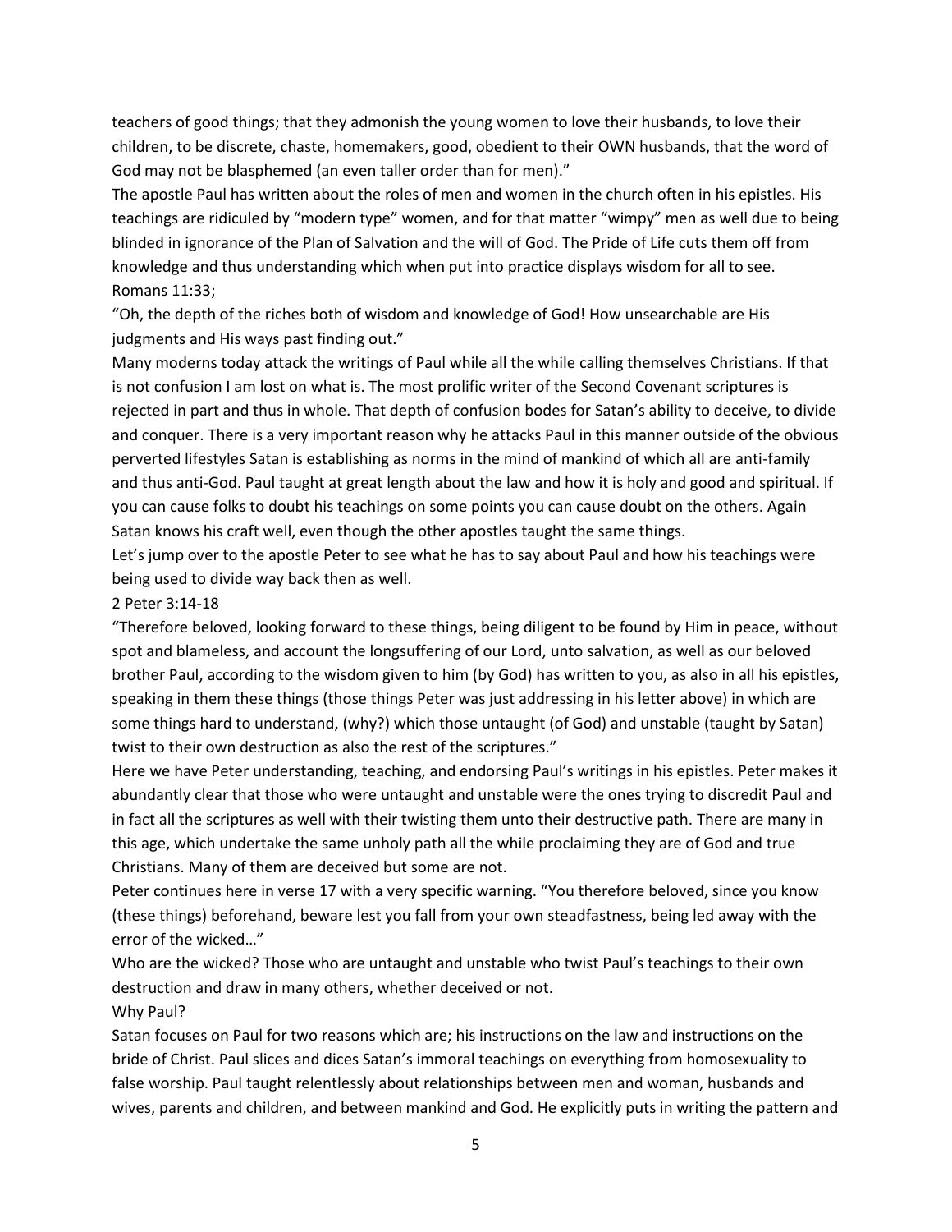teachers of good things; that they admonish the young women to love their husbands, to love their children, to be discrete, chaste, homemakers, good, obedient to their OWN husbands, that the word of God may not be blasphemed (an even taller order than for men)."

The apostle Paul has written about the roles of men and women in the church often in his epistles. His teachings are ridiculed by "modern type" women, and for that matter "wimpy" men as well due to being blinded in ignorance of the Plan of Salvation and the will of God. The Pride of Life cuts them off from knowledge and thus understanding which when put into practice displays wisdom for all to see.

Romans 11:33;

"Oh, the depth of the riches both of wisdom and knowledge of God! How unsearchable are His judgments and His ways past finding out."

Many moderns today attack the writings of Paul while all the while calling themselves Christians. If that is not confusion I am lost on what is. The most prolific writer of the Second Covenant scriptures is rejected in part and thus in whole. That depth of confusion bodes for Satan's ability to deceive, to divide and conquer. There is a very important reason why he attacks Paul in this manner outside of the obvious perverted lifestyles Satan is establishing as norms in the mind of mankind of which all are anti-family and thus anti-God. Paul taught at great length about the law and how it is holy and good and spiritual. If you can cause folks to doubt his teachings on some points you can cause doubt on the others. Again Satan knows his craft well, even though the other apostles taught the same things.

Let's jump over to the apostle Peter to see what he has to say about Paul and how his teachings were being used to divide way back then as well.

2 Peter 3:14-18

"Therefore beloved, looking forward to these things, being diligent to be found by Him in peace, without spot and blameless, and account the longsuffering of our Lord, unto salvation, as well as our beloved brother Paul, according to the wisdom given to him (by God) has written to you, as also in all his epistles, speaking in them these things (those things Peter was just addressing in his letter above) in which are some things hard to understand, (why?) which those untaught (of God) and unstable (taught by Satan) twist to their own destruction as also the rest of the scriptures."

Here we have Peter understanding, teaching, and endorsing Paul's writings in his epistles. Peter makes it abundantly clear that those who were untaught and unstable were the ones trying to discredit Paul and in fact all the scriptures as well with their twisting them unto their destructive path. There are many in this age, which undertake the same unholy path all the while proclaiming they are of God and true Christians. Many of them are deceived but some are not.

Peter continues here in verse 17 with a very specific warning. "You therefore beloved, since you know (these things) beforehand, beware lest you fall from your own steadfastness, being led away with the error of the wicked…"

Who are the wicked? Those who are untaught and unstable who twist Paul's teachings to their own destruction and draw in many others, whether deceived or not.

Why Paul?

Satan focuses on Paul for two reasons which are; his instructions on the law and instructions on the bride of Christ. Paul slices and dices Satan's immoral teachings on everything from homosexuality to false worship. Paul taught relentlessly about relationships between men and woman, husbands and wives, parents and children, and between mankind and God. He explicitly puts in writing the pattern and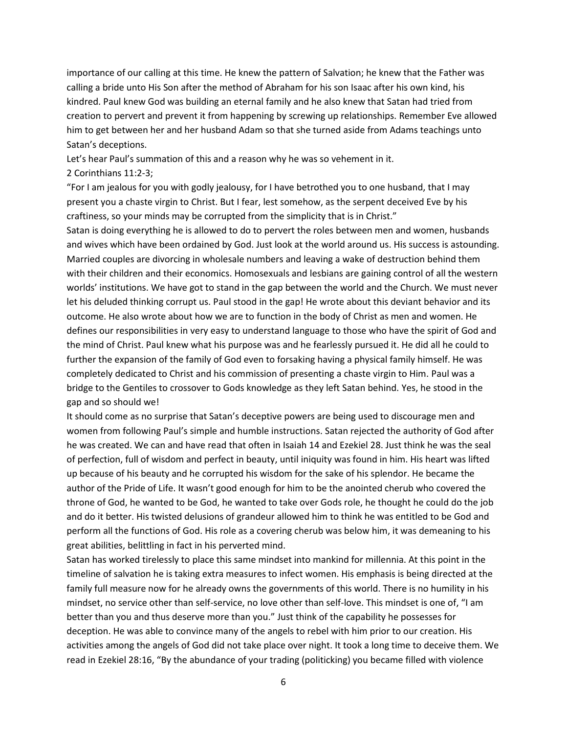importance of our calling at this time. He knew the pattern of Salvation; he knew that the Father was calling a bride unto His Son after the method of Abraham for his son Isaac after his own kind, his kindred. Paul knew God was building an eternal family and he also knew that Satan had tried from creation to pervert and prevent it from happening by screwing up relationships. Remember Eve allowed him to get between her and her husband Adam so that she turned aside from Adams teachings unto Satan's deceptions.

Let's hear Paul's summation of this and a reason why he was so vehement in it.

2 Corinthians 11:2-3;

"For I am jealous for you with godly jealousy, for I have betrothed you to one husband, that I may present you a chaste virgin to Christ. But I fear, lest somehow, as the serpent deceived Eve by his craftiness, so your minds may be corrupted from the simplicity that is in Christ."

Satan is doing everything he is allowed to do to pervert the roles between men and women, husbands and wives which have been ordained by God. Just look at the world around us. His success is astounding. Married couples are divorcing in wholesale numbers and leaving a wake of destruction behind them with their children and their economics. Homosexuals and lesbians are gaining control of all the western worlds' institutions. We have got to stand in the gap between the world and the Church. We must never let his deluded thinking corrupt us. Paul stood in the gap! He wrote about this deviant behavior and its outcome. He also wrote about how we are to function in the body of Christ as men and women. He defines our responsibilities in very easy to understand language to those who have the spirit of God and the mind of Christ. Paul knew what his purpose was and he fearlessly pursued it. He did all he could to further the expansion of the family of God even to forsaking having a physical family himself. He was completely dedicated to Christ and his commission of presenting a chaste virgin to Him. Paul was a bridge to the Gentiles to crossover to Gods knowledge as they left Satan behind. Yes, he stood in the gap and so should we!

It should come as no surprise that Satan's deceptive powers are being used to discourage men and women from following Paul's simple and humble instructions. Satan rejected the authority of God after he was created. We can and have read that often in Isaiah 14 and Ezekiel 28. Just think he was the seal of perfection, full of wisdom and perfect in beauty, until iniquity was found in him. His heart was lifted up because of his beauty and he corrupted his wisdom for the sake of his splendor. He became the author of the Pride of Life. It wasn't good enough for him to be the anointed cherub who covered the throne of God, he wanted to be God, he wanted to take over Gods role, he thought he could do the job and do it better. His twisted delusions of grandeur allowed him to think he was entitled to be God and perform all the functions of God. His role as a covering cherub was below him, it was demeaning to his great abilities, belittling in fact in his perverted mind.

Satan has worked tirelessly to place this same mindset into mankind for millennia. At this point in the timeline of salvation he is taking extra measures to infect women. His emphasis is being directed at the family full measure now for he already owns the governments of this world. There is no humility in his mindset, no service other than self-service, no love other than self-love. This mindset is one of, "I am better than you and thus deserve more than you." Just think of the capability he possesses for deception. He was able to convince many of the angels to rebel with him prior to our creation. His activities among the angels of God did not take place over night. It took a long time to deceive them. We read in Ezekiel 28:16, "By the abundance of your trading (politicking) you became filled with violence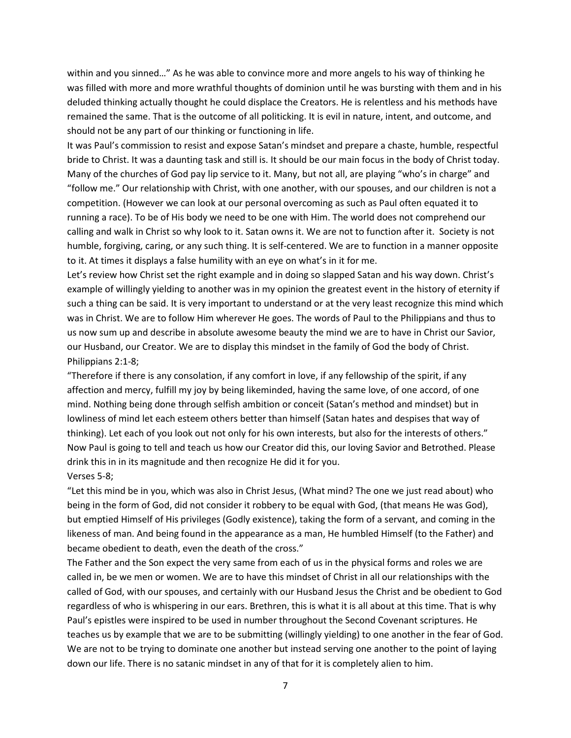within and you sinned…" As he was able to convince more and more angels to his way of thinking he was filled with more and more wrathful thoughts of dominion until he was bursting with them and in his deluded thinking actually thought he could displace the Creators. He is relentless and his methods have remained the same. That is the outcome of all politicking. It is evil in nature, intent, and outcome, and should not be any part of our thinking or functioning in life.

It was Paul's commission to resist and expose Satan's mindset and prepare a chaste, humble, respectful bride to Christ. It was a daunting task and still is. It should be our main focus in the body of Christ today. Many of the churches of God pay lip service to it. Many, but not all, are playing "who's in charge" and "follow me." Our relationship with Christ, with one another, with our spouses, and our children is not a competition. (However we can look at our personal overcoming as such as Paul often equated it to running a race). To be of His body we need to be one with Him. The world does not comprehend our calling and walk in Christ so why look to it. Satan owns it. We are not to function after it. Society is not humble, forgiving, caring, or any such thing. It is self-centered. We are to function in a manner opposite to it. At times it displays a false humility with an eye on what's in it for me.

Let's review how Christ set the right example and in doing so slapped Satan and his way down. Christ's example of willingly yielding to another was in my opinion the greatest event in the history of eternity if such a thing can be said. It is very important to understand or at the very least recognize this mind which was in Christ. We are to follow Him wherever He goes. The words of Paul to the Philippians and thus to us now sum up and describe in absolute awesome beauty the mind we are to have in Christ our Savior, our Husband, our Creator. We are to display this mindset in the family of God the body of Christ.

Philippians 2:1-8;

"Therefore if there is any consolation, if any comfort in love, if any fellowship of the spirit, if any affection and mercy, fulfill my joy by being likeminded, having the same love, of one accord, of one mind. Nothing being done through selfish ambition or conceit (Satan's method and mindset) but in lowliness of mind let each esteem others better than himself (Satan hates and despises that way of thinking). Let each of you look out not only for his own interests, but also for the interests of others."

Now Paul is going to tell and teach us how our Creator did this, our loving Savior and Betrothed. Please drink this in in its magnitude and then recognize He did it for you.

Verses 5-8;

"Let this mind be in you, which was also in Christ Jesus, (What mind? The one we just read about) who being in the form of God, did not consider it robbery to be equal with God, (that means He was God), but emptied Himself of His privileges (Godly existence), taking the form of a servant, and coming in the likeness of man. And being found in the appearance as a man, He humbled Himself (to the Father) and became obedient to death, even the death of the cross."

The Father and the Son expect the very same from each of us in the physical forms and roles we are called in, be we men or women. We are to have this mindset of Christ in all our relationships with the called of God, with our spouses, and certainly with our Husband Jesus the Christ and be obedient to God regardless of who is whispering in our ears. Brethren, this is what it is all about at this time. That is why Paul's epistles were inspired to be used in number throughout the Second Covenant scriptures. He teaches us by example that we are to be submitting (willingly yielding) to one another in the fear of God. We are not to be trying to dominate one another but instead serving one another to the point of laying down our life. There is no satanic mindset in any of that for it is completely alien to him.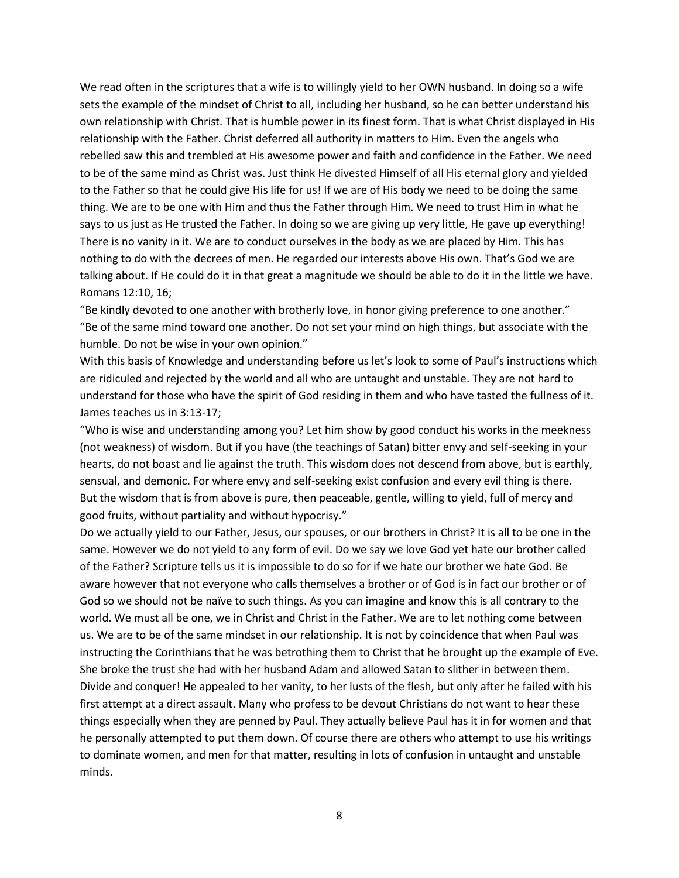We read often in the scriptures that a wife is to willingly yield to her OWN husband. In doing so a wife sets the example of the mindset of Christ to all, including her husband, so he can better understand his own relationship with Christ. That is humble power in its finest form. That is what Christ displayed in His relationship with the Father. Christ deferred all authority in matters to Him. Even the angels who rebelled saw this and trembled at His awesome power and faith and confidence in the Father. We need to be of the same mind as Christ was. Just think He divested Himself of all His eternal glory and yielded to the Father so that he could give His life for us! If we are of His body we need to be doing the same thing. We are to be one with Him and thus the Father through Him. We need to trust Him in what he says to us just as He trusted the Father. In doing so we are giving up very little, He gave up everything! There is no vanity in it. We are to conduct ourselves in the body as we are placed by Him. This has nothing to do with the decrees of men. He regarded our interests above His own. That's God we are talking about. If He could do it in that great a magnitude we should be able to do it in the little we have. Romans 12:10, 16;

"Be kindly devoted to one another with brotherly love, in honor giving preference to one another."
"Be of the same mind toward one another. Do not set your mind on high things, but associate with the humble. Do not be wise in your own opinion."

With this basis of Knowledge and understanding before us let's look to some of Paul's instructions which are ridiculed and rejected by the world and all who are untaught and unstable. They are not hard to understand for those who have the spirit of God residing in them and who have tasted the fullness of it. James teaches us in 3:13-17;

"Who is wise and understanding among you? Let him show by good conduct his works in the meekness (not weakness) of wisdom. But if you have (the teachings of Satan) bitter envy and self-seeking in your hearts, do not boast and lie against the truth. This wisdom does not descend from above, but is earthly, sensual, and demonic. For where envy and self-seeking exist confusion and every evil thing is there. But the wisdom that is from above is pure, then peaceable, gentle, willing to yield, full of mercy and good fruits, without partiality and without hypocrisy."

Do we actually yield to our Father, Jesus, our spouses, or our brothers in Christ? It is all to be one in the same. However we do not yield to any form of evil. Do we say we love God yet hate our brother called of the Father? Scripture tells us it is impossible to do so for if we hate our brother we hate God. Be aware however that not everyone who calls themselves a brother or of God is in fact our brother or of God so we should not be naïve to such things. As you can imagine and know this is all contrary to the world. We must all be one, we in Christ and Christ in the Father. We are to let nothing come between us. We are to be of the same mindset in our relationship. It is not by coincidence that when Paul was instructing the Corinthians that he was betrothing them to Christ that he brought up the example of Eve. She broke the trust she had with her husband Adam and allowed Satan to slither in between them. Divide and conquer! He appealed to her vanity, to her lusts of the flesh, but only after he failed with his first attempt at a direct assault. Many who profess to be devout Christians do not want to hear these things especially when they are penned by Paul. They actually believe Paul has it in for women and that he personally attempted to put them down. Of course there are others who attempt to use his writings to dominate women, and men for that matter, resulting in lots of confusion in untaught and unstable minds.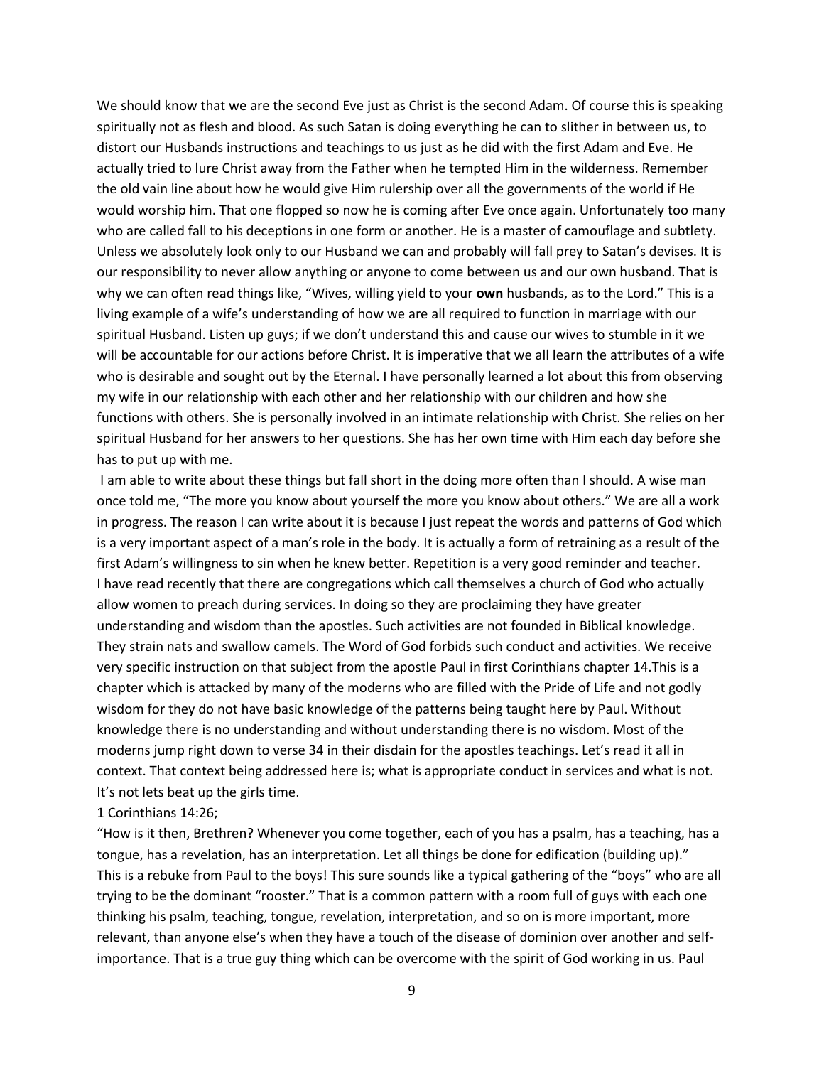We should know that we are the second Eve just as Christ is the second Adam. Of course this is speaking spiritually not as flesh and blood. As such Satan is doing everything he can to slither in between us, to distort our Husbands instructions and teachings to us just as he did with the first Adam and Eve. He actually tried to lure Christ away from the Father when he tempted Him in the wilderness. Remember the old vain line about how he would give Him rulership over all the governments of the world if He would worship him. That one flopped so now he is coming after Eve once again. Unfortunately too many who are called fall to his deceptions in one form or another. He is a master of camouflage and subtlety. Unless we absolutely look only to our Husband we can and probably will fall prey to Satan's devises. It is our responsibility to never allow anything or anyone to come between us and our own husband. That is why we can often read things like, "Wives, willing yield to your **own** husbands, as to the Lord." This is a living example of a wife's understanding of how we are all required to function in marriage with our spiritual Husband. Listen up guys; if we don't understand this and cause our wives to stumble in it we will be accountable for our actions before Christ. It is imperative that we all learn the attributes of a wife who is desirable and sought out by the Eternal. I have personally learned a lot about this from observing my wife in our relationship with each other and her relationship with our children and how she functions with others. She is personally involved in an intimate relationship with Christ. She relies on her spiritual Husband for her answers to her questions. She has her own time with Him each day before she has to put up with me.

I am able to write about these things but fall short in the doing more often than I should. A wise man once told me, "The more you know about yourself the more you know about others." We are all a work in progress. The reason I can write about it is because I just repeat the words and patterns of God which is a very important aspect of a man's role in the body. It is actually a form of retraining as a result of the first Adam's willingness to sin when he knew better. Repetition is a very good reminder and teacher.

I have read recently that there are congregations which call themselves a church of God who actually allow women to preach during services. In doing so they are proclaiming they have greater understanding and wisdom than the apostles. Such activities are not founded in Biblical knowledge. They strain nats and swallow camels. The Word of God forbids such conduct and activities. We receive very specific instruction on that subject from the apostle Paul in first Corinthians chapter 14.This is a chapter which is attacked by many of the moderns who are filled with the Pride of Life and not godly wisdom for they do not have basic knowledge of the patterns being taught here by Paul. Without knowledge there is no understanding and without understanding there is no wisdom. Most of the moderns jump right down to verse 34 in their disdain for the apostles teachings. Let's read it all in context. That context being addressed here is; what is appropriate conduct in services and what is not. It's not lets beat up the girls time.

1 Corinthians 14:26;

"How is it then, Brethren? Whenever you come together, each of you has a psalm, has a teaching, has a tongue, has a revelation, has an interpretation. Let all things be done for edification (building up)."

This is a rebuke from Paul to the boys! This sure sounds like a typical gathering of the "boys" who are all trying to be the dominant "rooster." That is a common pattern with a room full of guys with each one thinking his psalm, teaching, tongue, revelation, interpretation, and so on is more important, more relevant, than anyone else's when they have a touch of the disease of dominion over another and self-importance. That is a true guy thing which can be overcome with the spirit of God working in us. Paul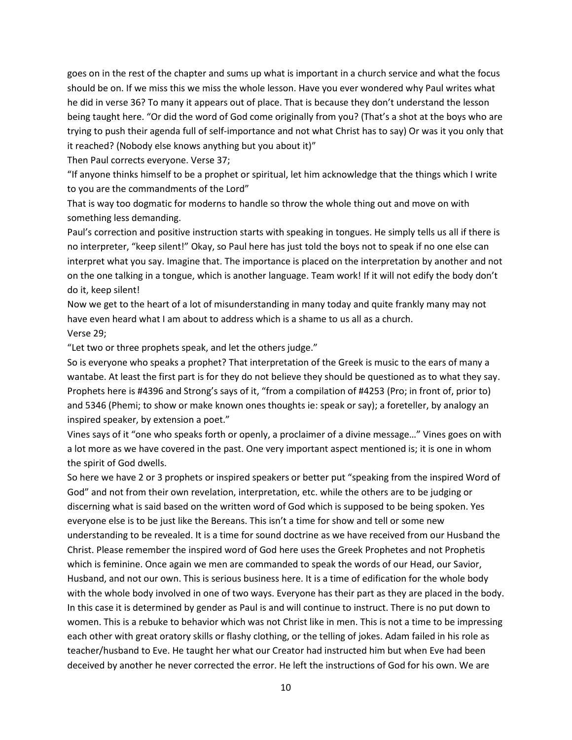goes on in the rest of the chapter and sums up what is important in a church service and what the focus should be on. If we miss this we miss the whole lesson. Have you ever wondered why Paul writes what he did in verse 36? To many it appears out of place. That is because they don't understand the lesson being taught here. "Or did the word of God come originally from you? (That's a shot at the boys who are trying to push their agenda full of self-importance and not what Christ has to say) Or was it you only that it reached? (Nobody else knows anything but you about it)"

Then Paul corrects everyone. Verse 37;

"If anyone thinks himself to be a prophet or spiritual, let him acknowledge that the things which I write to you are the commandments of the Lord"

That is way too dogmatic for moderns to handle so throw the whole thing out and move on with something less demanding.

Paul's correction and positive instruction starts with speaking in tongues. He simply tells us all if there is no interpreter, "keep silent!" Okay, so Paul here has just told the boys not to speak if no one else can interpret what you say. Imagine that. The importance is placed on the interpretation by another and not on the one talking in a tongue, which is another language. Team work! If it will not edify the body don't do it, keep silent!

Now we get to the heart of a lot of misunderstanding in many today and quite frankly many may not have even heard what I am about to address which is a shame to us all as a church.

Verse 29;

"Let two or three prophets speak, and let the others judge."

So is everyone who speaks a prophet? That interpretation of the Greek is music to the ears of many a wantabe. At least the first part is for they do not believe they should be questioned as to what they say. Prophets here is #4396 and Strong's says of it, "from a compilation of #4253 (Pro; in front of, prior to) and 5346 (Phemi; to show or make known ones thoughts ie: speak or say); a foreteller, by analogy an inspired speaker, by extension a poet."

Vines says of it "one who speaks forth or openly, a proclaimer of a divine message…" Vines goes on with a lot more as we have covered in the past. One very important aspect mentioned is; it is one in whom the spirit of God dwells.

So here we have 2 or 3 prophets or inspired speakers or better put "speaking from the inspired Word of God" and not from their own revelation, interpretation, etc. while the others are to be judging or discerning what is said based on the written word of God which is supposed to be being spoken. Yes everyone else is to be just like the Bereans. This isn't a time for show and tell or some new understanding to be revealed. It is a time for sound doctrine as we have received from our Husband the Christ. Please remember the inspired word of God here uses the Greek Prophetes and not Prophetis which is feminine. Once again we men are commanded to speak the words of our Head, our Savior, Husband, and not our own. This is serious business here. It is a time of edification for the whole body with the whole body involved in one of two ways. Everyone has their part as they are placed in the body. In this case it is determined by gender as Paul is and will continue to instruct. There is no put down to women. This is a rebuke to behavior which was not Christ like in men. This is not a time to be impressing each other with great oratory skills or flashy clothing, or the telling of jokes. Adam failed in his role as teacher/husband to Eve. He taught her what our Creator had instructed him but when Eve had been deceived by another he never corrected the error. He left the instructions of God for his own. We are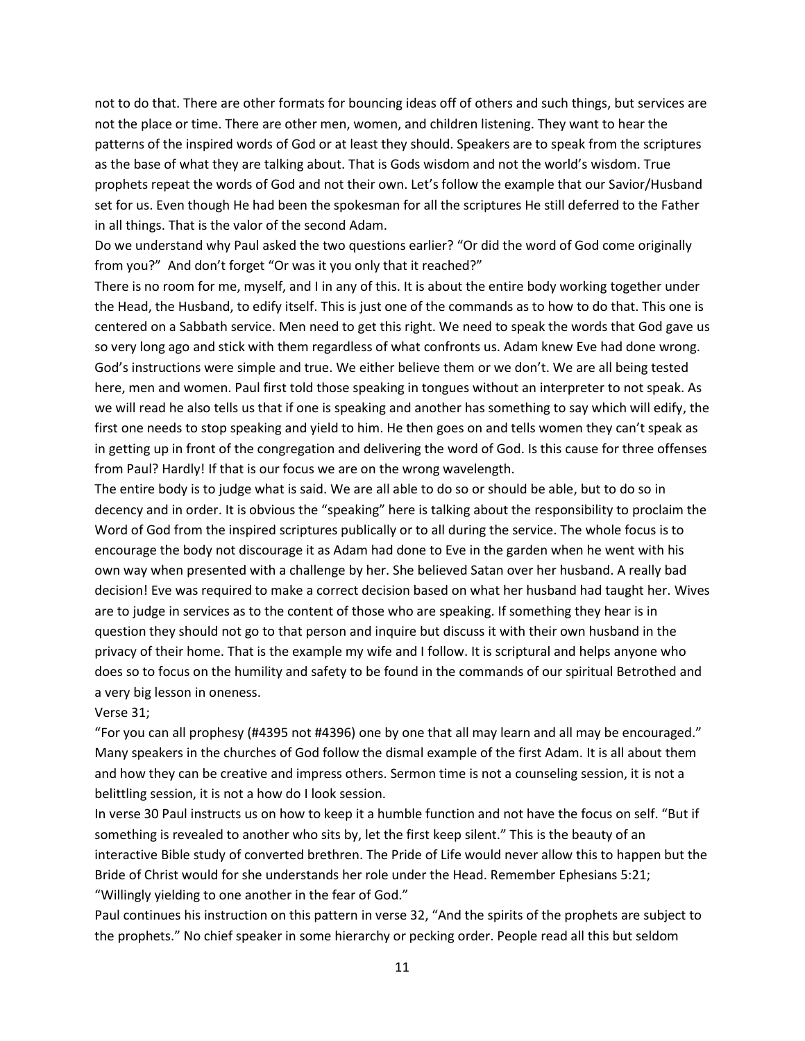not to do that. There are other formats for bouncing ideas off of others and such things, but services are not the place or time. There are other men, women, and children listening. They want to hear the patterns of the inspired words of God or at least they should. Speakers are to speak from the scriptures as the base of what they are talking about. That is Gods wisdom and not the world's wisdom. True prophets repeat the words of God and not their own. Let's follow the example that our Savior/Husband set for us. Even though He had been the spokesman for all the scriptures He still deferred to the Father in all things. That is the valor of the second Adam.

Do we understand why Paul asked the two questions earlier? "Or did the word of God come originally from you?" And don't forget "Or was it you only that it reached?"

There is no room for me, myself, and I in any of this. It is about the entire body working together under the Head, the Husband, to edify itself. This is just one of the commands as to how to do that. This one is centered on a Sabbath service. Men need to get this right. We need to speak the words that God gave us so very long ago and stick with them regardless of what confronts us. Adam knew Eve had done wrong. God's instructions were simple and true. We either believe them or we don't. We are all being tested here, men and women. Paul first told those speaking in tongues without an interpreter to not speak. As we will read he also tells us that if one is speaking and another has something to say which will edify, the first one needs to stop speaking and yield to him. He then goes on and tells women they can't speak as in getting up in front of the congregation and delivering the word of God. Is this cause for three offenses from Paul? Hardly! If that is our focus we are on the wrong wavelength.

The entire body is to judge what is said. We are all able to do so or should be able, but to do so in decency and in order. It is obvious the "speaking" here is talking about the responsibility to proclaim the Word of God from the inspired scriptures publically or to all during the service. The whole focus is to encourage the body not discourage it as Adam had done to Eve in the garden when he went with his own way when presented with a challenge by her. She believed Satan over her husband. A really bad decision! Eve was required to make a correct decision based on what her husband had taught her. Wives are to judge in services as to the content of those who are speaking. If something they hear is in question they should not go to that person and inquire but discuss it with their own husband in the privacy of their home. That is the example my wife and I follow. It is scriptural and helps anyone who does so to focus on the humility and safety to be found in the commands of our spiritual Betrothed and a very big lesson in oneness.

Verse 31;

"For you can all prophesy (#4395 not #4396) one by one that all may learn and all may be encouraged." Many speakers in the churches of God follow the dismal example of the first Adam. It is all about them and how they can be creative and impress others. Sermon time is not a counseling session, it is not a belittling session, it is not a how do I look session.

In verse 30 Paul instructs us on how to keep it a humble function and not have the focus on self. "But if something is revealed to another who sits by, let the first keep silent." This is the beauty of an interactive Bible study of converted brethren. The Pride of Life would never allow this to happen but the Bride of Christ would for she understands her role under the Head. Remember Ephesians 5:21; "Willingly yielding to one another in the fear of God."

Paul continues his instruction on this pattern in verse 32, "And the spirits of the prophets are subject to the prophets." No chief speaker in some hierarchy or pecking order. People read all this but seldom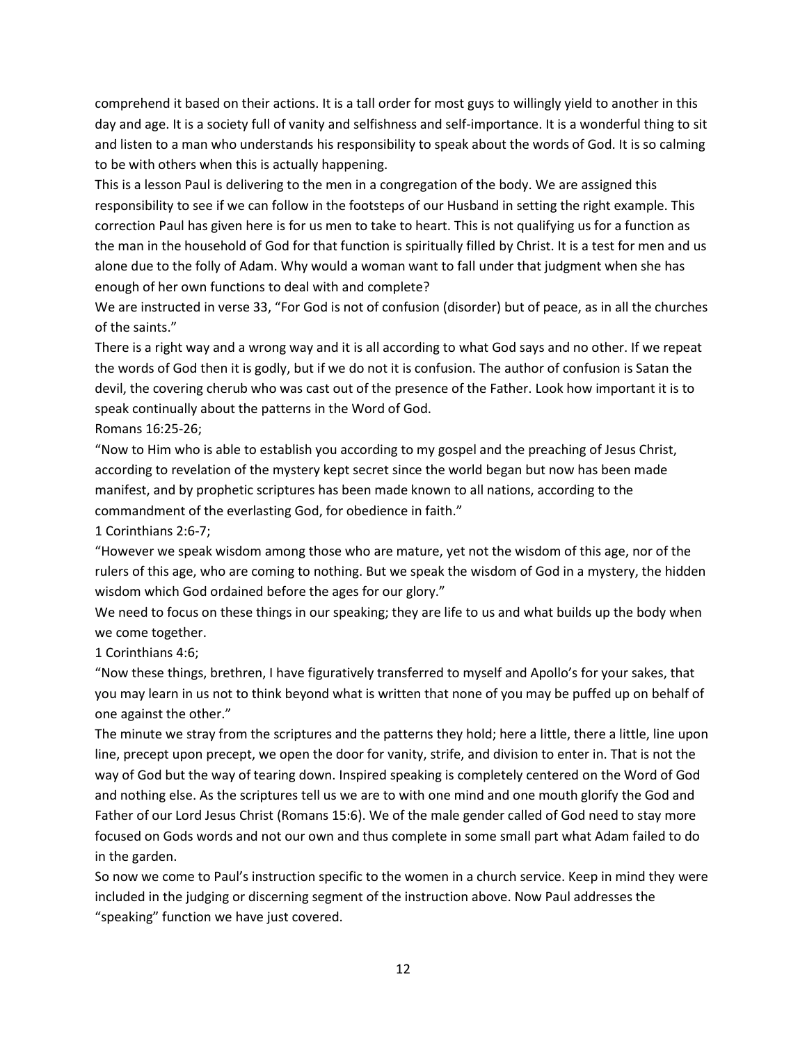comprehend it based on their actions. It is a tall order for most guys to willingly yield to another in this day and age. It is a society full of vanity and selfishness and self-importance. It is a wonderful thing to sit and listen to a man who understands his responsibility to speak about the words of God. It is so calming to be with others when this is actually happening.

This is a lesson Paul is delivering to the men in a congregation of the body. We are assigned this responsibility to see if we can follow in the footsteps of our Husband in setting the right example. This correction Paul has given here is for us men to take to heart. This is not qualifying us for a function as the man in the household of God for that function is spiritually filled by Christ. It is a test for men and us alone due to the folly of Adam. Why would a woman want to fall under that judgment when she has enough of her own functions to deal with and complete?

We are instructed in verse 33, "For God is not of confusion (disorder) but of peace, as in all the churches of the saints."

There is a right way and a wrong way and it is all according to what God says and no other. If we repeat the words of God then it is godly, but if we do not it is confusion. The author of confusion is Satan the devil, the covering cherub who was cast out of the presence of the Father. Look how important it is to speak continually about the patterns in the Word of God.

Romans 16:25-26;

"Now to Him who is able to establish you according to my gospel and the preaching of Jesus Christ, according to revelation of the mystery kept secret since the world began but now has been made manifest, and by prophetic scriptures has been made known to all nations, according to the commandment of the everlasting God, for obedience in faith."

1 Corinthians 2:6-7;

"However we speak wisdom among those who are mature, yet not the wisdom of this age, nor of the rulers of this age, who are coming to nothing. But we speak the wisdom of God in a mystery, the hidden wisdom which God ordained before the ages for our glory."

We need to focus on these things in our speaking; they are life to us and what builds up the body when we come together.

1 Corinthians 4:6;

"Now these things, brethren, I have figuratively transferred to myself and Apollo's for your sakes, that you may learn in us not to think beyond what is written that none of you may be puffed up on behalf of one against the other."

The minute we stray from the scriptures and the patterns they hold; here a little, there a little, line upon line, precept upon precept, we open the door for vanity, strife, and division to enter in. That is not the way of God but the way of tearing down. Inspired speaking is completely centered on the Word of God and nothing else. As the scriptures tell us we are to with one mind and one mouth glorify the God and Father of our Lord Jesus Christ (Romans 15:6). We of the male gender called of God need to stay more focused on Gods words and not our own and thus complete in some small part what Adam failed to do in the garden.

So now we come to Paul's instruction specific to the women in a church service. Keep in mind they were included in the judging or discerning segment of the instruction above. Now Paul addresses the "speaking" function we have just covered.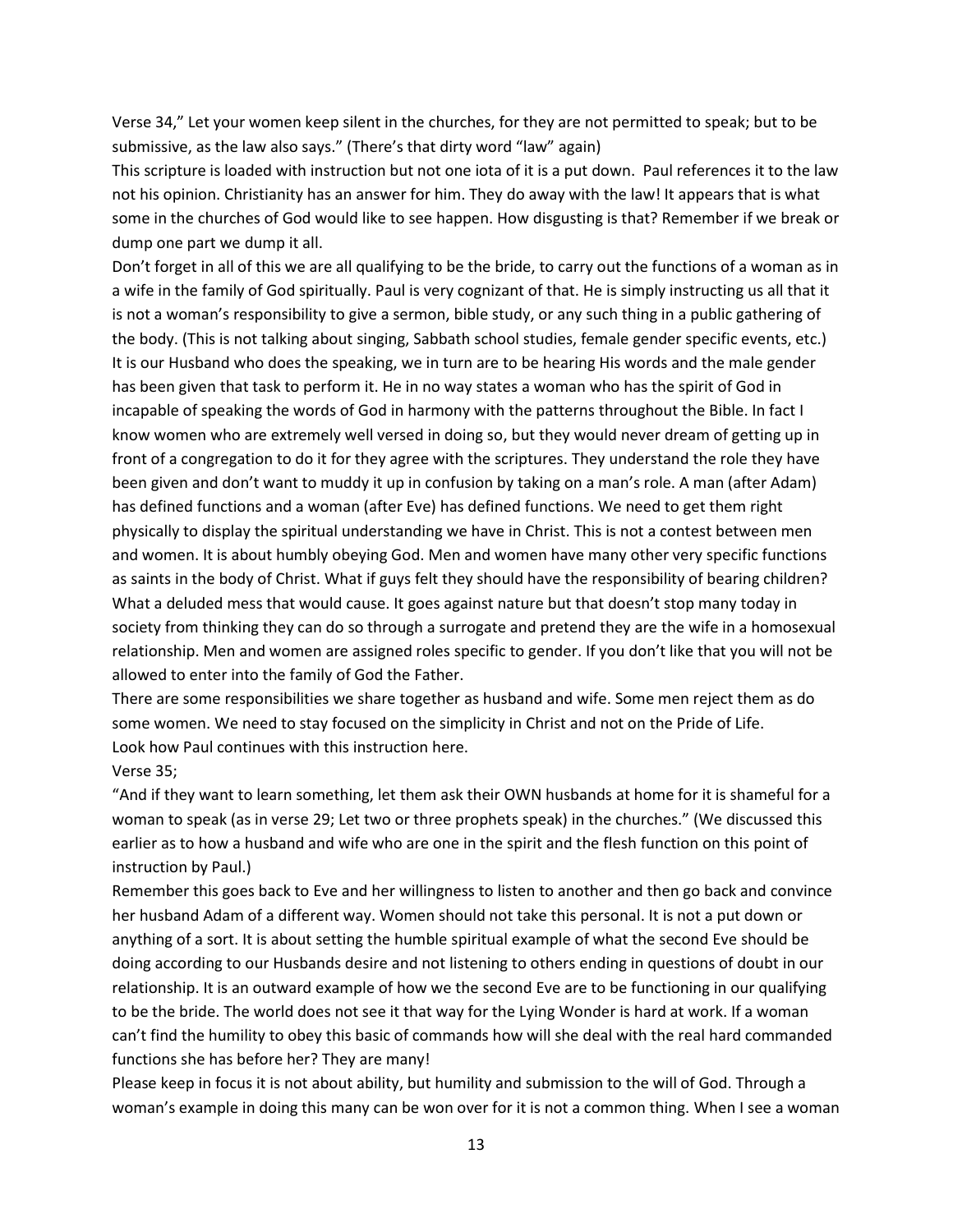Verse 34,” Let your women keep silent in the churches, for they are not permitted to speak; but to be submissive, as the law also says.” (There’s that dirty word “law” again)

This scripture is loaded with instruction but not one iota of it is a put down. Paul references it to the law not his opinion. Christianity has an answer for him. They do away with the law! It appears that is what some in the churches of God would like to see happen. How disgusting is that? Remember if we break or dump one part we dump it all.

Don’t forget in all of this we are all qualifying to be the bride, to carry out the functions of a woman as in a wife in the family of God spiritually. Paul is very cognizant of that. He is simply instructing us all that it is not a woman’s responsibility to give a sermon, bible study, or any such thing in a public gathering of the body. (This is not talking about singing, Sabbath school studies, female gender specific events, etc.) It is our Husband who does the speaking, we in turn are to be hearing His words and the male gender has been given that task to perform it. He in no way states a woman who has the spirit of God in incapable of speaking the words of God in harmony with the patterns throughout the Bible. In fact I know women who are extremely well versed in doing so, but they would never dream of getting up in front of a congregation to do it for they agree with the scriptures. They understand the role they have been given and don’t want to muddy it up in confusion by taking on a man’s role. A man (after Adam) has defined functions and a woman (after Eve) has defined functions. We need to get them right physically to display the spiritual understanding we have in Christ. This is not a contest between men and women. It is about humbly obeying God. Men and women have many other very specific functions as saints in the body of Christ. What if guys felt they should have the responsibility of bearing children? What a deluded mess that would cause. It goes against nature but that doesn’t stop many today in society from thinking they can do so through a surrogate and pretend they are the wife in a homosexual relationship. Men and women are assigned roles specific to gender. If you don’t like that you will not be allowed to enter into the family of God the Father.

There are some responsibilities we share together as husband and wife. Some men reject them as do some women. We need to stay focused on the simplicity in Christ and not on the Pride of Life.

Look how Paul continues with this instruction here.

Verse 35;

“And if they want to learn something, let them ask their OWN husbands at home for it is shameful for a woman to speak (as in verse 29; Let two or three prophets speak) in the churches.” (We discussed this earlier as to how a husband and wife who are one in the spirit and the flesh function on this point of instruction by Paul.)

Remember this goes back to Eve and her willingness to listen to another and then go back and convince her husband Adam of a different way. Women should not take this personal. It is not a put down or anything of a sort. It is about setting the humble spiritual example of what the second Eve should be doing according to our Husbands desire and not listening to others ending in questions of doubt in our relationship. It is an outward example of how we the second Eve are to be functioning in our qualifying to be the bride. The world does not see it that way for the Lying Wonder is hard at work. If a woman can’t find the humility to obey this basic of commands how will she deal with the real hard commanded functions she has before her? They are many!

Please keep in focus it is not about ability, but humility and submission to the will of God. Through a woman’s example in doing this many can be won over for it is not a common thing. When I see a woman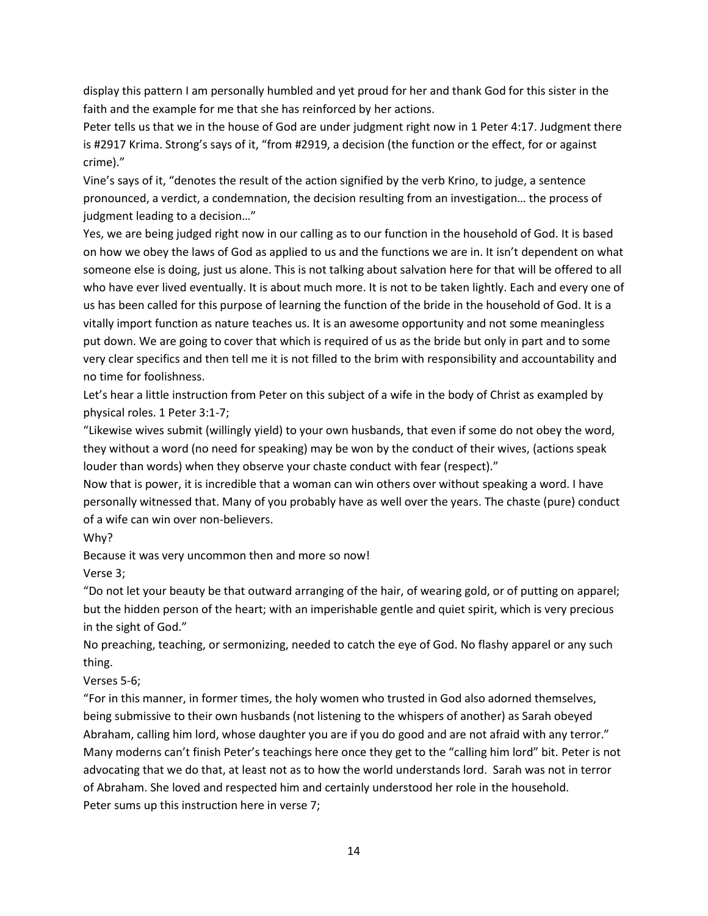display this pattern I am personally humbled and yet proud for her and thank God for this sister in the faith and the example for me that she has reinforced by her actions.

Peter tells us that we in the house of God are under judgment right now in 1 Peter 4:17. Judgment there is #2917 Krima. Strong's says of it, "from #2919, a decision (the function or the effect, for or against crime)."

Vine's says of it, "denotes the result of the action signified by the verb Krino, to judge, a sentence pronounced, a verdict, a condemnation, the decision resulting from an investigation… the process of judgment leading to a decision…"

Yes, we are being judged right now in our calling as to our function in the household of God. It is based on how we obey the laws of God as applied to us and the functions we are in. It isn't dependent on what someone else is doing, just us alone. This is not talking about salvation here for that will be offered to all who have ever lived eventually. It is about much more. It is not to be taken lightly. Each and every one of us has been called for this purpose of learning the function of the bride in the household of God. It is a vitally import function as nature teaches us. It is an awesome opportunity and not some meaningless put down. We are going to cover that which is required of us as the bride but only in part and to some very clear specifics and then tell me it is not filled to the brim with responsibility and accountability and no time for foolishness.

Let's hear a little instruction from Peter on this subject of a wife in the body of Christ as exampled by physical roles. 1 Peter 3:1-7;

"Likewise wives submit (willingly yield) to your own husbands, that even if some do not obey the word, they without a word (no need for speaking) may be won by the conduct of their wives, (actions speak louder than words) when they observe your chaste conduct with fear (respect)."

Now that is power, it is incredible that a woman can win others over without speaking a word. I have personally witnessed that. Many of you probably have as well over the years. The chaste (pure) conduct of a wife can win over non-believers.

Why?

Because it was very uncommon then and more so now!

Verse 3;

"Do not let your beauty be that outward arranging of the hair, of wearing gold, or of putting on apparel; but the hidden person of the heart; with an imperishable gentle and quiet spirit, which is very precious in the sight of God."

No preaching, teaching, or sermonizing, needed to catch the eye of God. No flashy apparel or any such thing.

Verses 5-6;

"For in this manner, in former times, the holy women who trusted in God also adorned themselves, being submissive to their own husbands (not listening to the whispers of another) as Sarah obeyed Abraham, calling him lord, whose daughter you are if you do good and are not afraid with any terror."

Many moderns can't finish Peter's teachings here once they get to the "calling him lord" bit. Peter is not advocating that we do that, at least not as to how the world understands lord. Sarah was not in terror of Abraham. She loved and respected him and certainly understood her role in the household.

Peter sums up this instruction here in verse 7;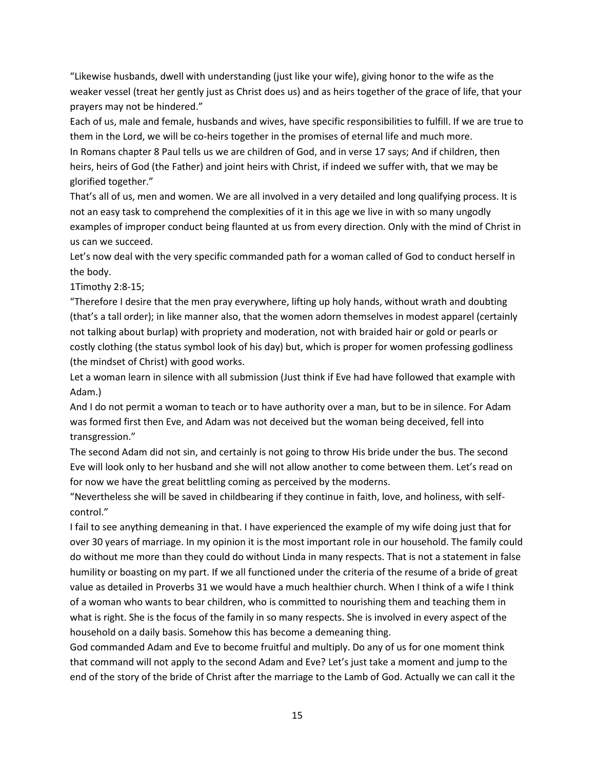"Likewise husbands, dwell with understanding (just like your wife), giving honor to the wife as the weaker vessel (treat her gently just as Christ does us) and as heirs together of the grace of life, that your prayers may not be hindered."

Each of us, male and female, husbands and wives, have specific responsibilities to fulfill. If we are true to them in the Lord, we will be co-heirs together in the promises of eternal life and much more.

In Romans chapter 8 Paul tells us we are children of God, and in verse 17 says; And if children, then heirs, heirs of God (the Father) and joint heirs with Christ, if indeed we suffer with, that we may be glorified together."

That's all of us, men and women. We are all involved in a very detailed and long qualifying process. It is not an easy task to comprehend the complexities of it in this age we live in with so many ungodly examples of improper conduct being flaunted at us from every direction. Only with the mind of Christ in us can we succeed.

Let's now deal with the very specific commanded path for a woman called of God to conduct herself in the body.

1Timothy 2:8-15;

"Therefore I desire that the men pray everywhere, lifting up holy hands, without wrath and doubting (that's a tall order); in like manner also, that the women adorn themselves in modest apparel (certainly not talking about burlap) with propriety and moderation, not with braided hair or gold or pearls or costly clothing (the status symbol look of his day) but, which is proper for women professing godliness (the mindset of Christ) with good works.

Let a woman learn in silence with all submission (Just think if Eve had have followed that example with Adam.)

And I do not permit a woman to teach or to have authority over a man, but to be in silence. For Adam was formed first then Eve, and Adam was not deceived but the woman being deceived, fell into transgression."

The second Adam did not sin, and certainly is not going to throw His bride under the bus. The second Eve will look only to her husband and she will not allow another to come between them. Let's read on for now we have the great belittling coming as perceived by the moderns.

"Nevertheless she will be saved in childbearing if they continue in faith, love, and holiness, with self-control."

I fail to see anything demeaning in that. I have experienced the example of my wife doing just that for over 30 years of marriage. In my opinion it is the most important role in our household. The family could do without me more than they could do without Linda in many respects. That is not a statement in false humility or boasting on my part. If we all functioned under the criteria of the resume of a bride of great value as detailed in Proverbs 31 we would have a much healthier church. When I think of a wife I think of a woman who wants to bear children, who is committed to nourishing them and teaching them in what is right. She is the focus of the family in so many respects. She is involved in every aspect of the household on a daily basis. Somehow this has become a demeaning thing.

God commanded Adam and Eve to become fruitful and multiply. Do any of us for one moment think that command will not apply to the second Adam and Eve? Let's just take a moment and jump to the end of the story of the bride of Christ after the marriage to the Lamb of God. Actually we can call it the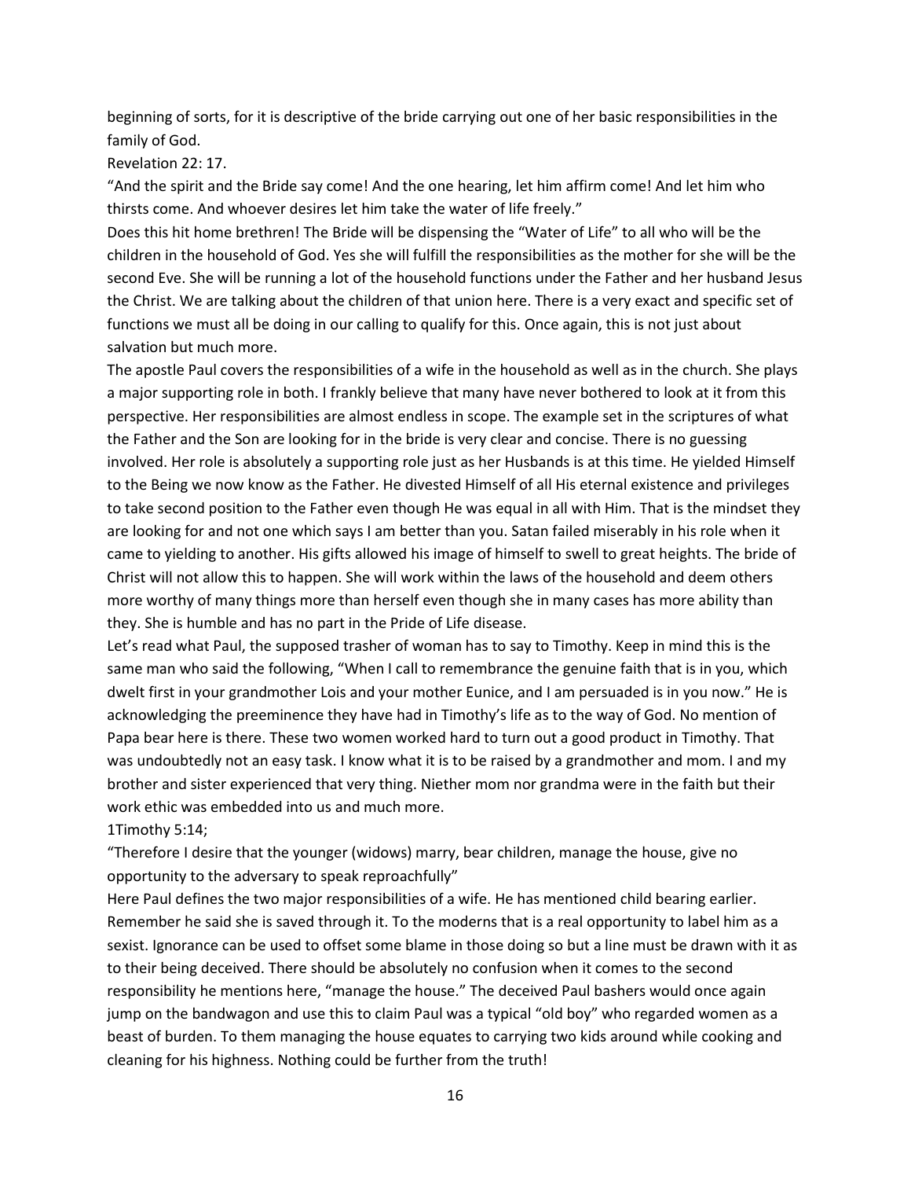beginning of sorts, for it is descriptive of the bride carrying out one of her basic responsibilities in the family of God.

Revelation 22: 17.

"And the spirit and the Bride say come! And the one hearing, let him affirm come! And let him who thirsts come. And whoever desires let him take the water of life freely."

Does this hit home brethren! The Bride will be dispensing the "Water of Life" to all who will be the children in the household of God. Yes she will fulfill the responsibilities as the mother for she will be the second Eve. She will be running a lot of the household functions under the Father and her husband Jesus the Christ. We are talking about the children of that union here. There is a very exact and specific set of functions we must all be doing in our calling to qualify for this. Once again, this is not just about salvation but much more.

The apostle Paul covers the responsibilities of a wife in the household as well as in the church. She plays a major supporting role in both. I frankly believe that many have never bothered to look at it from this perspective. Her responsibilities are almost endless in scope. The example set in the scriptures of what the Father and the Son are looking for in the bride is very clear and concise. There is no guessing involved. Her role is absolutely a supporting role just as her Husbands is at this time. He yielded Himself to the Being we now know as the Father. He divested Himself of all His eternal existence and privileges to take second position to the Father even though He was equal in all with Him. That is the mindset they are looking for and not one which says I am better than you. Satan failed miserably in his role when it came to yielding to another. His gifts allowed his image of himself to swell to great heights. The bride of Christ will not allow this to happen. She will work within the laws of the household and deem others more worthy of many things more than herself even though she in many cases has more ability than they. She is humble and has no part in the Pride of Life disease.

Let's read what Paul, the supposed trasher of woman has to say to Timothy. Keep in mind this is the same man who said the following, "When I call to remembrance the genuine faith that is in you, which dwelt first in your grandmother Lois and your mother Eunice, and I am persuaded is in you now." He is acknowledging the preeminence they have had in Timothy's life as to the way of God. No mention of Papa bear here is there. These two women worked hard to turn out a good product in Timothy. That was undoubtedly not an easy task. I know what it is to be raised by a grandmother and mom. I and my brother and sister experienced that very thing. Niether mom nor grandma were in the faith but their work ethic was embedded into us and much more.

1Timothy 5:14;

"Therefore I desire that the younger (widows) marry, bear children, manage the house, give no opportunity to the adversary to speak reproachfully"

Here Paul defines the two major responsibilities of a wife. He has mentioned child bearing earlier. Remember he said she is saved through it. To the moderns that is a real opportunity to label him as a sexist. Ignorance can be used to offset some blame in those doing so but a line must be drawn with it as to their being deceived. There should be absolutely no confusion when it comes to the second responsibility he mentions here, "manage the house." The deceived Paul bashers would once again jump on the bandwagon and use this to claim Paul was a typical "old boy" who regarded women as a beast of burden. To them managing the house equates to carrying two kids around while cooking and cleaning for his highness. Nothing could be further from the truth!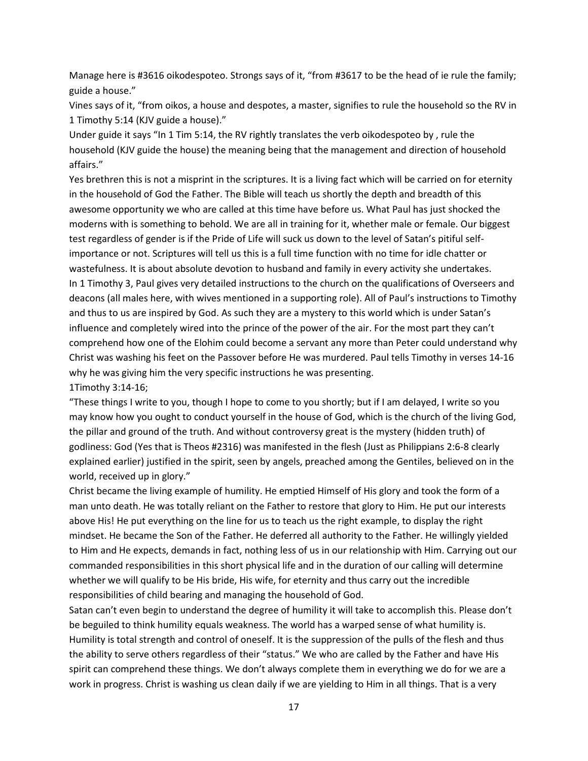Manage here is #3616 oikodespoteo. Strongs says of it, "from #3617 to be the head of ie rule the family; guide a house."

Vines says of it, "from oikos, a house and despotes, a master, signifies to rule the household so the RV in 1 Timothy 5:14 (KJV guide a house)."

Under guide it says "In 1 Tim 5:14, the RV rightly translates the verb oikodespoteo by , rule the household (KJV guide the house) the meaning being that the management and direction of household affairs."

Yes brethren this is not a misprint in the scriptures. It is a living fact which will be carried on for eternity in the household of God the Father. The Bible will teach us shortly the depth and breadth of this awesome opportunity we who are called at this time have before us. What Paul has just shocked the moderns with is something to behold. We are all in training for it, whether male or female. Our biggest test regardless of gender is if the Pride of Life will suck us down to the level of Satan's pitiful self-importance or not. Scriptures will tell us this is a full time function with no time for idle chatter or wastefulness. It is about absolute devotion to husband and family in every activity she undertakes.

In 1 Timothy 3, Paul gives very detailed instructions to the church on the qualifications of Overseers and deacons (all males here, with wives mentioned in a supporting role). All of Paul's instructions to Timothy and thus to us are inspired by God. As such they are a mystery to this world which is under Satan's influence and completely wired into the prince of the power of the air. For the most part they can't comprehend how one of the Elohim could become a servant any more than Peter could understand why Christ was washing his feet on the Passover before He was murdered. Paul tells Timothy in verses 14-16 why he was giving him the very specific instructions he was presenting.

1Timothy 3:14-16;

"These things I write to you, though I hope to come to you shortly; but if I am delayed, I write so you may know how you ought to conduct yourself in the house of God, which is the church of the living God, the pillar and ground of the truth. And without controversy great is the mystery (hidden truth) of godliness: God (Yes that is Theos #2316) was manifested in the flesh (Just as Philippians 2:6-8 clearly explained earlier) justified in the spirit, seen by angels, preached among the Gentiles, believed on in the world, received up in glory."

Christ became the living example of humility. He emptied Himself of His glory and took the form of a man unto death. He was totally reliant on the Father to restore that glory to Him. He put our interests above His! He put everything on the line for us to teach us the right example, to display the right mindset. He became the Son of the Father. He deferred all authority to the Father. He willingly yielded to Him and He expects, demands in fact, nothing less of us in our relationship with Him. Carrying out our commanded responsibilities in this short physical life and in the duration of our calling will determine whether we will qualify to be His bride, His wife, for eternity and thus carry out the incredible responsibilities of child bearing and managing the household of God.

Satan can't even begin to understand the degree of humility it will take to accomplish this. Please don't be beguiled to think humility equals weakness. The world has a warped sense of what humility is. Humility is total strength and control of oneself. It is the suppression of the pulls of the flesh and thus the ability to serve others regardless of their "status." We who are called by the Father and have His spirit can comprehend these things. We don't always complete them in everything we do for we are a work in progress. Christ is washing us clean daily if we are yielding to Him in all things. That is a very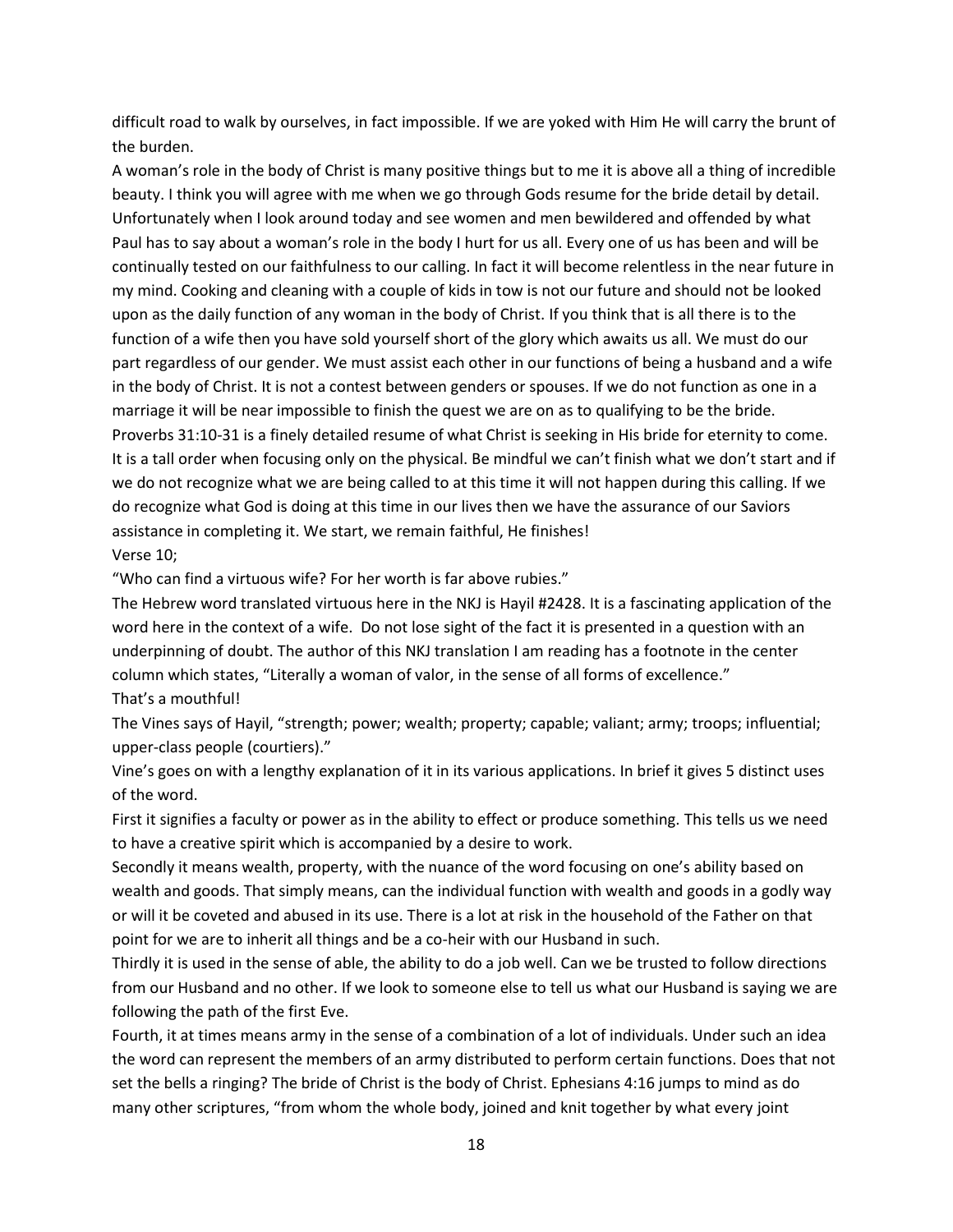difficult road to walk by ourselves, in fact impossible. If we are yoked with Him He will carry the brunt of the burden.

A woman's role in the body of Christ is many positive things but to me it is above all a thing of incredible beauty. I think you will agree with me when we go through Gods resume for the bride detail by detail. Unfortunately when I look around today and see women and men bewildered and offended by what Paul has to say about a woman's role in the body I hurt for us all. Every one of us has been and will be continually tested on our faithfulness to our calling. In fact it will become relentless in the near future in my mind. Cooking and cleaning with a couple of kids in tow is not our future and should not be looked upon as the daily function of any woman in the body of Christ. If you think that is all there is to the function of a wife then you have sold yourself short of the glory which awaits us all. We must do our part regardless of our gender. We must assist each other in our functions of being a husband and a wife in the body of Christ. It is not a contest between genders or spouses. If we do not function as one in a marriage it will be near impossible to finish the quest we are on as to qualifying to be the bride.

Proverbs 31:10-31 is a finely detailed resume of what Christ is seeking in His bride for eternity to come. It is a tall order when focusing only on the physical. Be mindful we can't finish what we don't start and if we do not recognize what we are being called to at this time it will not happen during this calling. If we do recognize what God is doing at this time in our lives then we have the assurance of our Saviors assistance in completing it. We start, we remain faithful, He finishes!

Verse 10;

"Who can find a virtuous wife? For her worth is far above rubies."

The Hebrew word translated virtuous here in the NKJ is Hayil #2428. It is a fascinating application of the word here in the context of a wife. Do not lose sight of the fact it is presented in a question with an underpinning of doubt. The author of this NKJ translation I am reading has a footnote in the center column which states, "Literally a woman of valor, in the sense of all forms of excellence."

That's a mouthful!

The Vines says of Hayil, "strength; power; wealth; property; capable; valiant; army; troops; influential; upper-class people (courtiers)."

Vine's goes on with a lengthy explanation of it in its various applications. In brief it gives 5 distinct uses of the word.

First it signifies a faculty or power as in the ability to effect or produce something. This tells us we need to have a creative spirit which is accompanied by a desire to work.

Secondly it means wealth, property, with the nuance of the word focusing on one's ability based on wealth and goods. That simply means, can the individual function with wealth and goods in a godly way or will it be coveted and abused in its use. There is a lot at risk in the household of the Father on that point for we are to inherit all things and be a co-heir with our Husband in such.

Thirdly it is used in the sense of able, the ability to do a job well. Can we be trusted to follow directions from our Husband and no other. If we look to someone else to tell us what our Husband is saying we are following the path of the first Eve.

Fourth, it at times means army in the sense of a combination of a lot of individuals. Under such an idea the word can represent the members of an army distributed to perform certain functions. Does that not set the bells a ringing? The bride of Christ is the body of Christ. Ephesians 4:16 jumps to mind as do many other scriptures, "from whom the whole body, joined and knit together by what every joint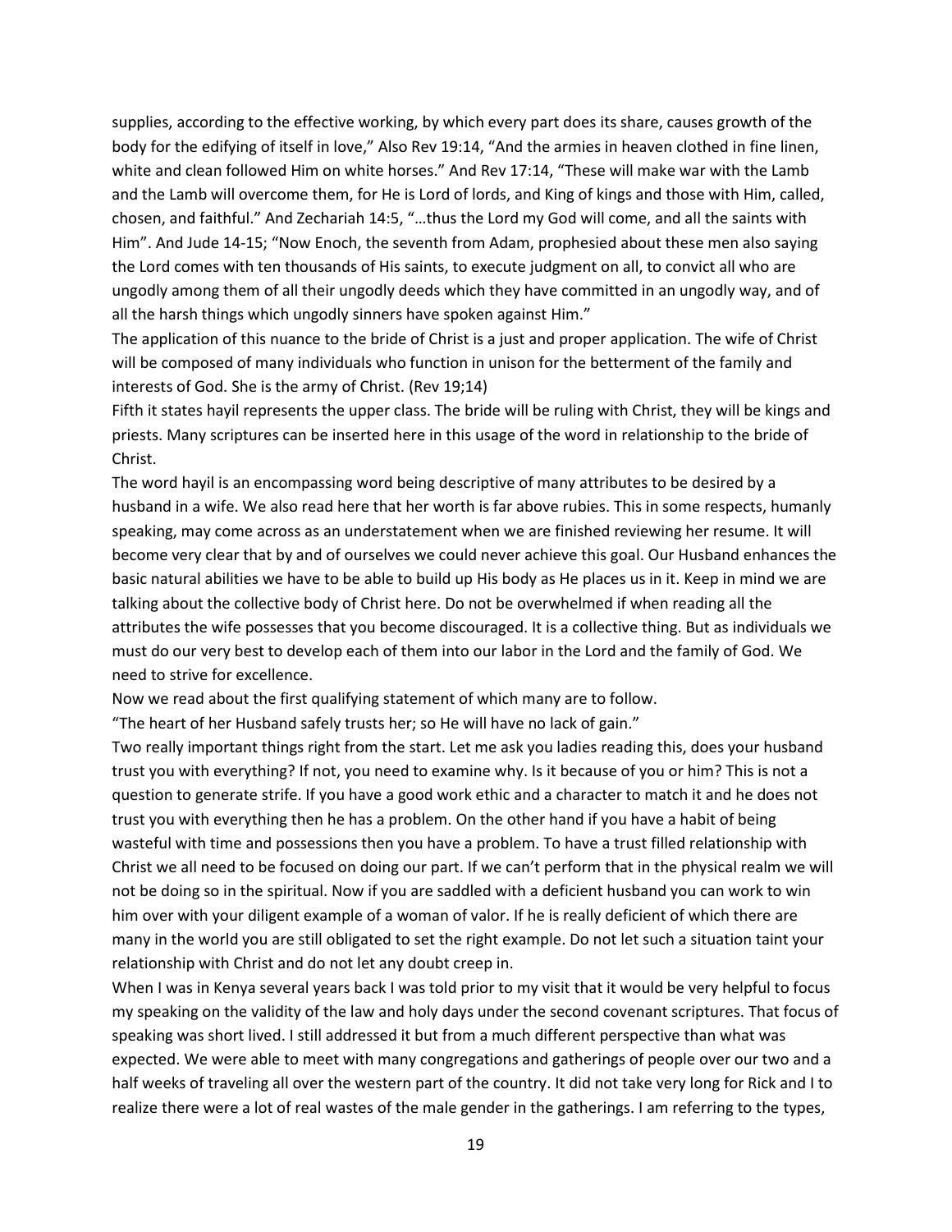supplies, according to the effective working, by which every part does its share, causes growth of the body for the edifying of itself in love," Also Rev 19:14, "And the armies in heaven clothed in fine linen, white and clean followed Him on white horses." And Rev 17:14, "These will make war with the Lamb and the Lamb will overcome them, for He is Lord of lords, and King of kings and those with Him, called, chosen, and faithful." And Zechariah 14:5, "…thus the Lord my God will come, and all the saints with Him". And Jude 14-15; "Now Enoch, the seventh from Adam, prophesied about these men also saying the Lord comes with ten thousands of His saints, to execute judgment on all, to convict all who are ungodly among them of all their ungodly deeds which they have committed in an ungodly way, and of all the harsh things which ungodly sinners have spoken against Him."

The application of this nuance to the bride of Christ is a just and proper application. The wife of Christ will be composed of many individuals who function in unison for the betterment of the family and interests of God. She is the army of Christ. (Rev 19;14)

Fifth it states hayil represents the upper class. The bride will be ruling with Christ, they will be kings and priests. Many scriptures can be inserted here in this usage of the word in relationship to the bride of Christ.

The word hayil is an encompassing word being descriptive of many attributes to be desired by a husband in a wife. We also read here that her worth is far above rubies. This in some respects, humanly speaking, may come across as an understatement when we are finished reviewing her resume. It will become very clear that by and of ourselves we could never achieve this goal. Our Husband enhances the basic natural abilities we have to be able to build up His body as He places us in it. Keep in mind we are talking about the collective body of Christ here. Do not be overwhelmed if when reading all the attributes the wife possesses that you become discouraged. It is a collective thing. But as individuals we must do our very best to develop each of them into our labor in the Lord and the family of God. We need to strive for excellence.

Now we read about the first qualifying statement of which many are to follow.

"The heart of her Husband safely trusts her; so He will have no lack of gain."

Two really important things right from the start. Let me ask you ladies reading this, does your husband trust you with everything? If not, you need to examine why. Is it because of you or him? This is not a question to generate strife. If you have a good work ethic and a character to match it and he does not trust you with everything then he has a problem. On the other hand if you have a habit of being wasteful with time and possessions then you have a problem. To have a trust filled relationship with Christ we all need to be focused on doing our part. If we can't perform that in the physical realm we will not be doing so in the spiritual. Now if you are saddled with a deficient husband you can work to win him over with your diligent example of a woman of valor. If he is really deficient of which there are many in the world you are still obligated to set the right example. Do not let such a situation taint your relationship with Christ and do not let any doubt creep in.

When I was in Kenya several years back I was told prior to my visit that it would be very helpful to focus my speaking on the validity of the law and holy days under the second covenant scriptures. That focus of speaking was short lived. I still addressed it but from a much different perspective than what was expected. We were able to meet with many congregations and gatherings of people over our two and a half weeks of traveling all over the western part of the country. It did not take very long for Rick and I to realize there were a lot of real wastes of the male gender in the gatherings. I am referring to the types,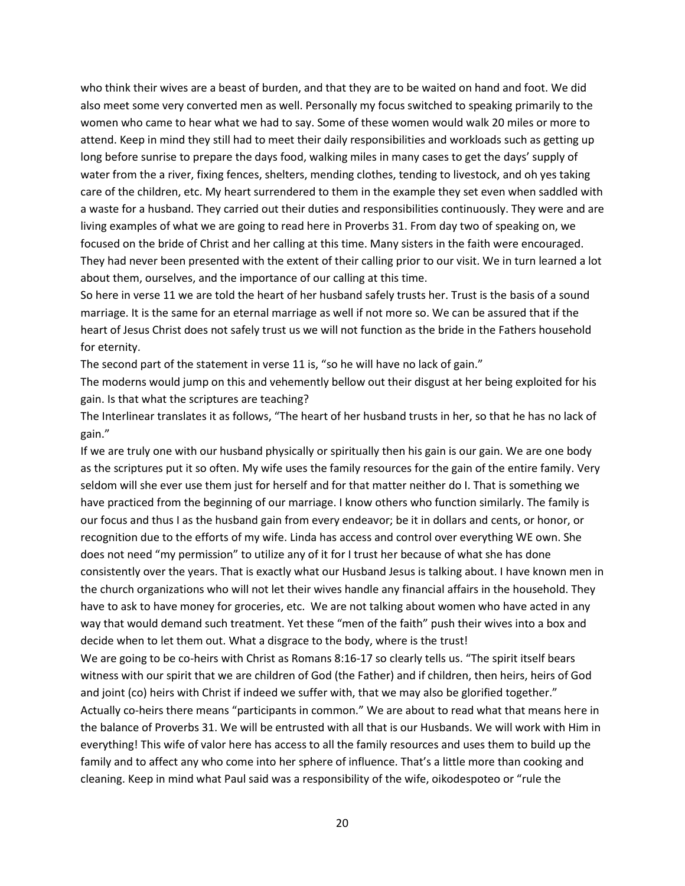who think their wives are a beast of burden, and that they are to be waited on hand and foot. We did also meet some very converted men as well. Personally my focus switched to speaking primarily to the women who came to hear what we had to say. Some of these women would walk 20 miles or more to attend. Keep in mind they still had to meet their daily responsibilities and workloads such as getting up long before sunrise to prepare the days food, walking miles in many cases to get the days' supply of water from the a river, fixing fences, shelters, mending clothes, tending to livestock, and oh yes taking care of the children, etc. My heart surrendered to them in the example they set even when saddled with a waste for a husband. They carried out their duties and responsibilities continuously. They were and are living examples of what we are going to read here in Proverbs 31. From day two of speaking on, we focused on the bride of Christ and her calling at this time. Many sisters in the faith were encouraged. They had never been presented with the extent of their calling prior to our visit. We in turn learned a lot about them, ourselves, and the importance of our calling at this time.

So here in verse 11 we are told the heart of her husband safely trusts her. Trust is the basis of a sound marriage. It is the same for an eternal marriage as well if not more so. We can be assured that if the heart of Jesus Christ does not safely trust us we will not function as the bride in the Fathers household for eternity.

The second part of the statement in verse 11 is, "so he will have no lack of gain."

The moderns would jump on this and vehemently bellow out their disgust at her being exploited for his gain. Is that what the scriptures are teaching?

The Interlinear translates it as follows, "The heart of her husband trusts in her, so that he has no lack of gain."

If we are truly one with our husband physically or spiritually then his gain is our gain. We are one body as the scriptures put it so often. My wife uses the family resources for the gain of the entire family. Very seldom will she ever use them just for herself and for that matter neither do I. That is something we have practiced from the beginning of our marriage. I know others who function similarly. The family is our focus and thus I as the husband gain from every endeavor; be it in dollars and cents, or honor, or recognition due to the efforts of my wife. Linda has access and control over everything WE own. She does not need "my permission" to utilize any of it for I trust her because of what she has done consistently over the years. That is exactly what our Husband Jesus is talking about. I have known men in the church organizations who will not let their wives handle any financial affairs in the household. They have to ask to have money for groceries, etc. We are not talking about women who have acted in any way that would demand such treatment. Yet these "men of the faith" push their wives into a box and decide when to let them out. What a disgrace to the body, where is the trust!

We are going to be co-heirs with Christ as Romans 8:16-17 so clearly tells us. "The spirit itself bears witness with our spirit that we are children of God (the Father) and if children, then heirs, heirs of God and joint (co) heirs with Christ if indeed we suffer with, that we may also be glorified together."

Actually co-heirs there means "participants in common." We are about to read what that means here in the balance of Proverbs 31. We will be entrusted with all that is our Husbands. We will work with Him in everything! This wife of valor here has access to all the family resources and uses them to build up the family and to affect any who come into her sphere of influence. That's a little more than cooking and cleaning. Keep in mind what Paul said was a responsibility of the wife, oikodespoteo or "rule the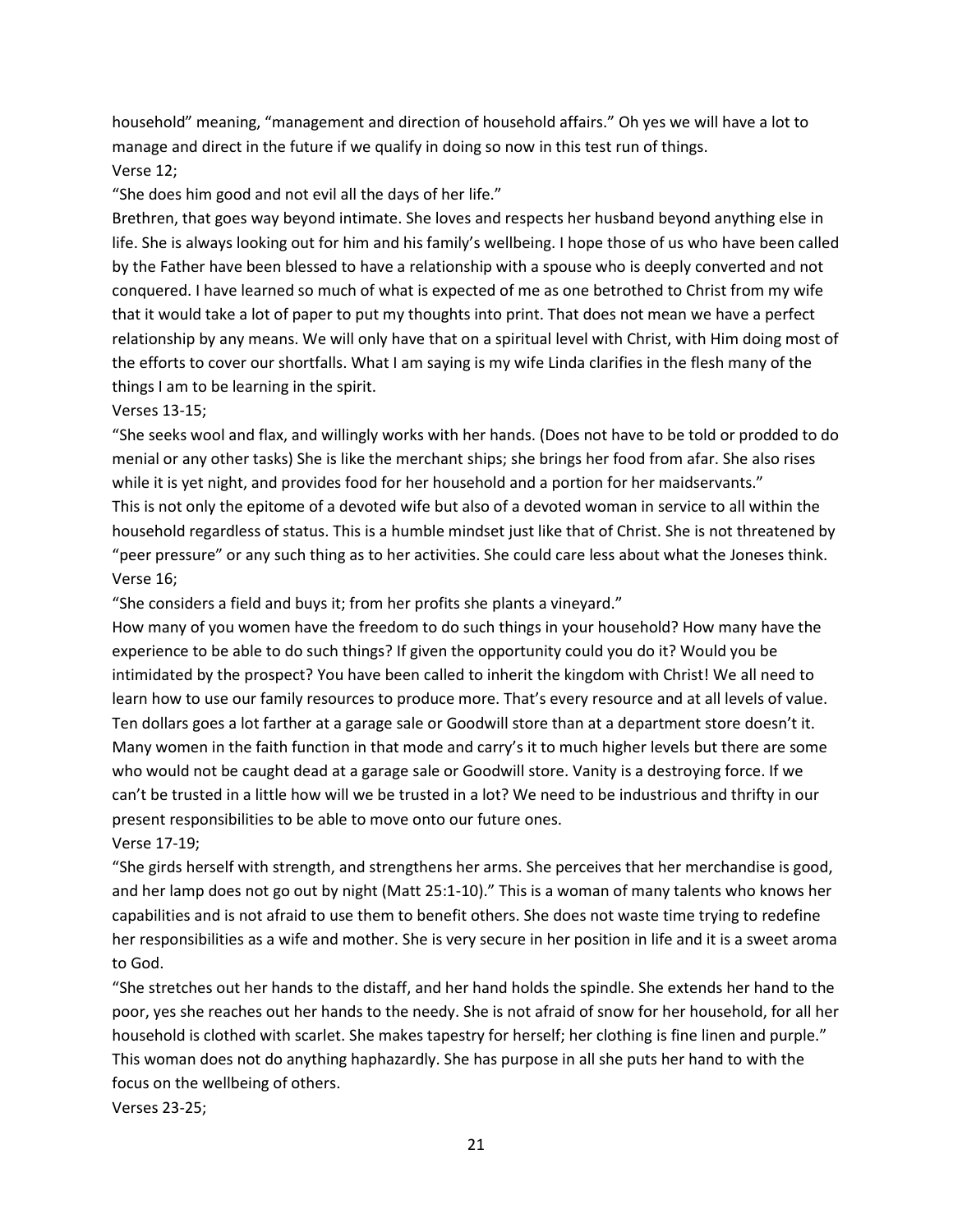household" meaning, "management and direction of household affairs." Oh yes we will have a lot to manage and direct in the future if we qualify in doing so now in this test run of things.

Verse 12;

"She does him good and not evil all the days of her life."

Brethren, that goes way beyond intimate. She loves and respects her husband beyond anything else in life. She is always looking out for him and his family's wellbeing. I hope those of us who have been called by the Father have been blessed to have a relationship with a spouse who is deeply converted and not conquered. I have learned so much of what is expected of me as one betrothed to Christ from my wife that it would take a lot of paper to put my thoughts into print. That does not mean we have a perfect relationship by any means. We will only have that on a spiritual level with Christ, with Him doing most of the efforts to cover our shortfalls. What I am saying is my wife Linda clarifies in the flesh many of the things I am to be learning in the spirit.

Verses 13-15;

"She seeks wool and flax, and willingly works with her hands. (Does not have to be told or prodded to do menial or any other tasks) She is like the merchant ships; she brings her food from afar. She also rises while it is yet night, and provides food for her household and a portion for her maidservants."

This is not only the epitome of a devoted wife but also of a devoted woman in service to all within the household regardless of status. This is a humble mindset just like that of Christ. She is not threatened by "peer pressure" or any such thing as to her activities. She could care less about what the Joneses think.

Verse 16;

"She considers a field and buys it; from her profits she plants a vineyard."

How many of you women have the freedom to do such things in your household? How many have the experience to be able to do such things? If given the opportunity could you do it? Would you be intimidated by the prospect? You have been called to inherit the kingdom with Christ! We all need to learn how to use our family resources to produce more. That's every resource and at all levels of value. Ten dollars goes a lot farther at a garage sale or Goodwill store than at a department store doesn't it. Many women in the faith function in that mode and carry's it to much higher levels but there are some who would not be caught dead at a garage sale or Goodwill store. Vanity is a destroying force. If we can't be trusted in a little how will we be trusted in a lot? We need to be industrious and thrifty in our present responsibilities to be able to move onto our future ones.

Verse 17-19;

"She girds herself with strength, and strengthens her arms. She perceives that her merchandise is good, and her lamp does not go out by night (Matt 25:1-10)." This is a woman of many talents who knows her capabilities and is not afraid to use them to benefit others. She does not waste time trying to redefine her responsibilities as a wife and mother. She is very secure in her position in life and it is a sweet aroma to God.

"She stretches out her hands to the distaff, and her hand holds the spindle. She extends her hand to the poor, yes she reaches out her hands to the needy. She is not afraid of snow for her household, for all her household is clothed with scarlet. She makes tapestry for herself; her clothing is fine linen and purple."

This woman does not do anything haphazardly. She has purpose in all she puts her hand to with the focus on the wellbeing of others.

Verses 23-25;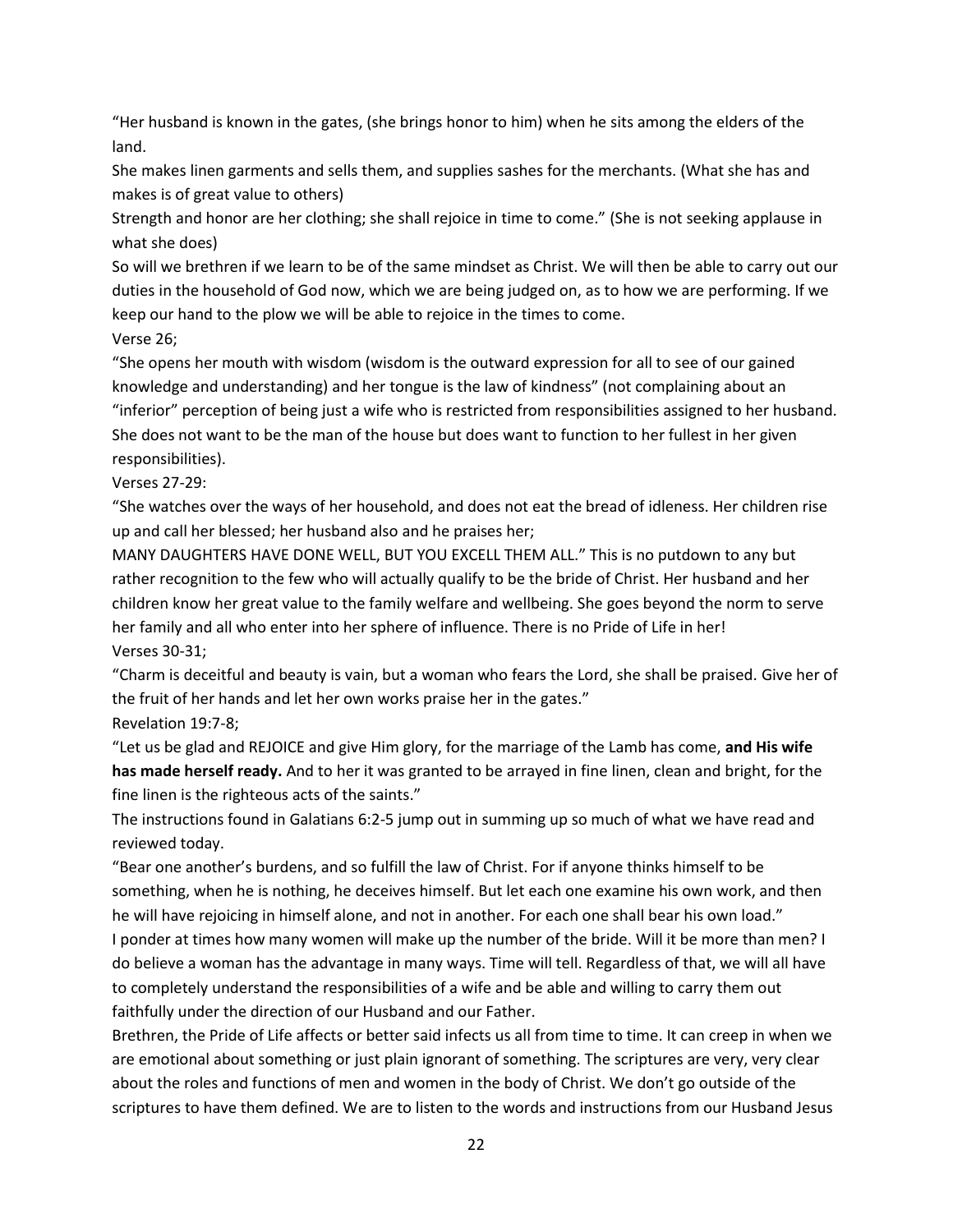"Her husband is known in the gates, (she brings honor to him) when he sits among the elders of the land.

She makes linen garments and sells them, and supplies sashes for the merchants. (What she has and makes is of great value to others)

Strength and honor are her clothing; she shall rejoice in time to come." (She is not seeking applause in what she does)

So will we brethren if we learn to be of the same mindset as Christ. We will then be able to carry out our duties in the household of God now, which we are being judged on, as to how we are performing. If we keep our hand to the plow we will be able to rejoice in the times to come.

Verse 26;

"She opens her mouth with wisdom (wisdom is the outward expression for all to see of our gained knowledge and understanding) and her tongue is the law of kindness" (not complaining about an "inferior" perception of being just a wife who is restricted from responsibilities assigned to her husband. She does not want to be the man of the house but does want to function to her fullest in her given responsibilities).

Verses 27-29:

"She watches over the ways of her household, and does not eat the bread of idleness. Her children rise up and call her blessed; her husband also and he praises her;

MANY DAUGHTERS HAVE DONE WELL, BUT YOU EXCELL THEM ALL." This is no putdown to any but rather recognition to the few who will actually qualify to be the bride of Christ. Her husband and her children know her great value to the family welfare and wellbeing. She goes beyond the norm to serve her family and all who enter into her sphere of influence. There is no Pride of Life in her!

Verses 30-31;

"Charm is deceitful and beauty is vain, but a woman who fears the Lord, she shall be praised. Give her of the fruit of her hands and let her own works praise her in the gates."

Revelation 19:7-8;

"Let us be glad and REJOICE and give Him glory, for the marriage of the Lamb has come, **and His wife has made herself ready.** And to her it was granted to be arrayed in fine linen, clean and bright, for the fine linen is the righteous acts of the saints."

The instructions found in Galatians 6:2-5 jump out in summing up so much of what we have read and reviewed today.

"Bear one another's burdens, and so fulfill the law of Christ. For if anyone thinks himself to be something, when he is nothing, he deceives himself. But let each one examine his own work, and then he will have rejoicing in himself alone, and not in another. For each one shall bear his own load."

I ponder at times how many women will make up the number of the bride. Will it be more than men? I do believe a woman has the advantage in many ways. Time will tell. Regardless of that, we will all have to completely understand the responsibilities of a wife and be able and willing to carry them out faithfully under the direction of our Husband and our Father.

Brethren, the Pride of Life affects or better said infects us all from time to time. It can creep in when we are emotional about something or just plain ignorant of something. The scriptures are very, very clear about the roles and functions of men and women in the body of Christ. We don't go outside of the scriptures to have them defined. We are to listen to the words and instructions from our Husband Jesus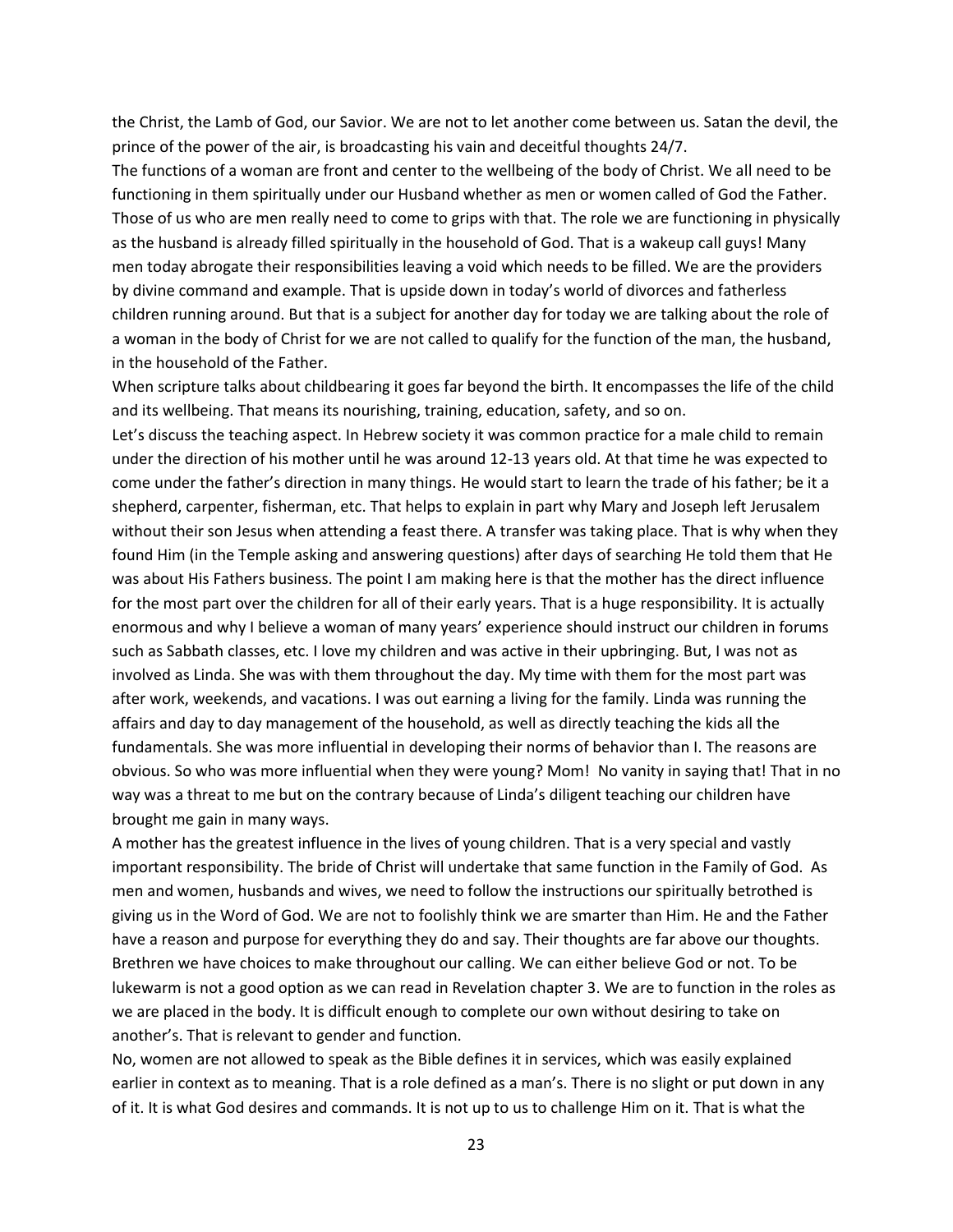the Christ, the Lamb of God, our Savior. We are not to let another come between us. Satan the devil, the prince of the power of the air, is broadcasting his vain and deceitful thoughts 24/7.

The functions of a woman are front and center to the wellbeing of the body of Christ. We all need to be functioning in them spiritually under our Husband whether as men or women called of God the Father. Those of us who are men really need to come to grips with that. The role we are functioning in physically as the husband is already filled spiritually in the household of God. That is a wakeup call guys! Many men today abrogate their responsibilities leaving a void which needs to be filled. We are the providers by divine command and example. That is upside down in today's world of divorces and fatherless children running around. But that is a subject for another day for today we are talking about the role of a woman in the body of Christ for we are not called to qualify for the function of the man, the husband, in the household of the Father.

When scripture talks about childbearing it goes far beyond the birth. It encompasses the life of the child and its wellbeing. That means its nourishing, training, education, safety, and so on.

Let's discuss the teaching aspect. In Hebrew society it was common practice for a male child to remain under the direction of his mother until he was around 12-13 years old. At that time he was expected to come under the father's direction in many things. He would start to learn the trade of his father; be it a shepherd, carpenter, fisherman, etc. That helps to explain in part why Mary and Joseph left Jerusalem without their son Jesus when attending a feast there. A transfer was taking place. That is why when they found Him (in the Temple asking and answering questions) after days of searching He told them that He was about His Fathers business. The point I am making here is that the mother has the direct influence for the most part over the children for all of their early years. That is a huge responsibility. It is actually enormous and why I believe a woman of many years' experience should instruct our children in forums such as Sabbath classes, etc. I love my children and was active in their upbringing. But, I was not as involved as Linda. She was with them throughout the day. My time with them for the most part was after work, weekends, and vacations. I was out earning a living for the family. Linda was running the affairs and day to day management of the household, as well as directly teaching the kids all the fundamentals. She was more influential in developing their norms of behavior than I. The reasons are obvious. So who was more influential when they were young? Mom! No vanity in saying that! That in no way was a threat to me but on the contrary because of Linda's diligent teaching our children have brought me gain in many ways.

A mother has the greatest influence in the lives of young children. That is a very special and vastly important responsibility. The bride of Christ will undertake that same function in the Family of God. As men and women, husbands and wives, we need to follow the instructions our spiritually betrothed is giving us in the Word of God. We are not to foolishly think we are smarter than Him. He and the Father have a reason and purpose for everything they do and say. Their thoughts are far above our thoughts. Brethren we have choices to make throughout our calling. We can either believe God or not. To be lukewarm is not a good option as we can read in Revelation chapter 3. We are to function in the roles as we are placed in the body. It is difficult enough to complete our own without desiring to take on another's. That is relevant to gender and function.

No, women are not allowed to speak as the Bible defines it in services, which was easily explained earlier in context as to meaning. That is a role defined as a man's. There is no slight or put down in any of it. It is what God desires and commands. It is not up to us to challenge Him on it. That is what the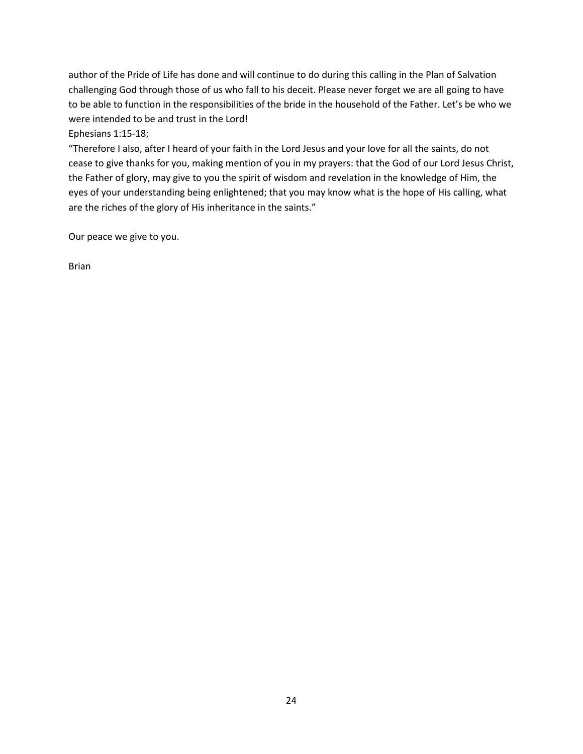author of the Pride of Life has done and will continue to do during this calling in the Plan of Salvation challenging God through those of us who fall to his deceit. Please never forget we are all going to have to be able to function in the responsibilities of the bride in the household of the Father. Let's be who we were intended to be and trust in the Lord!

Ephesians 1:15-18;

"Therefore I also, after I heard of your faith in the Lord Jesus and your love for all the saints, do not cease to give thanks for you, making mention of you in my prayers: that the God of our Lord Jesus Christ, the Father of glory, may give to you the spirit of wisdom and revelation in the knowledge of Him, the eyes of your understanding being enlightened; that you may know what is the hope of His calling, what are the riches of the glory of His inheritance in the saints."

Our peace we give to you.

Brian